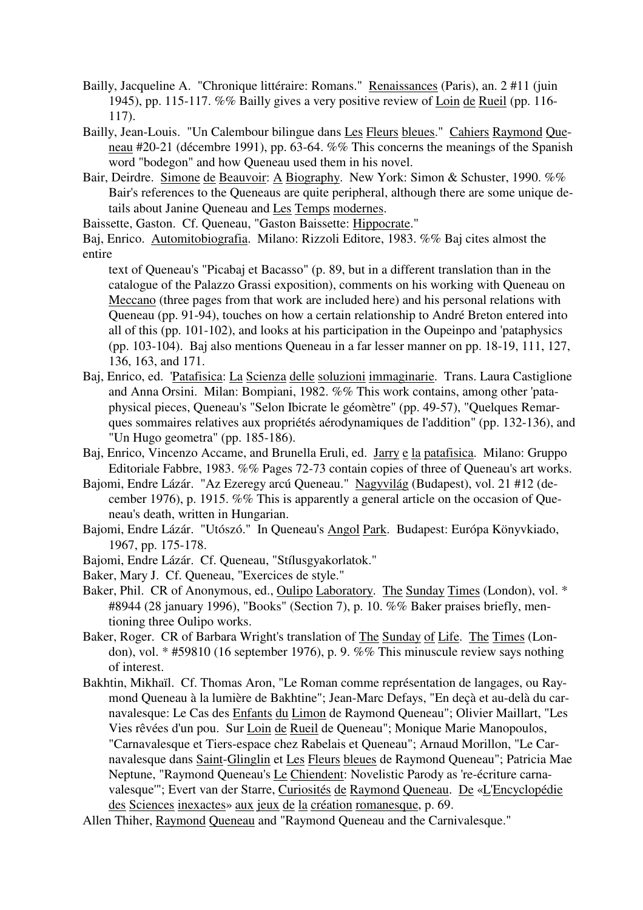Bailly, Jacqueline A. "Chronique littéraire: Romans." Renaissances (Paris), an. 2 #11 (juin 1945), pp. 115-117. %% Bailly gives a very positive review of Loin de Rueil (pp. 116-117).

Bailly, Jean-Louis. "Un Calembour bilingue dans Les Fleurs bleues." Cahiers Raymond Queneau #20-21 (décembre 1991), pp. 63-64. %% This concerns the meanings of the Spanish word "bodegon" and how Queneau used them in his novel.

Bair, Deirdre. Simone de Beauvoir: A Biography. New York: Simon & Schuster, 1990. %% Bair's references to the Queneaus are quite peripheral, although there are some unique details about Janine Queneau and Les Temps modernes.

Baissette, Gaston. Cf. Queneau, "Gaston Baissette: Hippocrate."

Baj, Enrico. Automitobiografia. Milano: Rizzoli Editore, 1983. %% Baj cites almost the entire

text of Queneau's "Picabaj et Bacasso" (p. 89, but in a different translation than in the catalogue of the Palazzo Grassi exposition), comments on his working with Queneau on Meccano (three pages from that work are included here) and his personal relations with Queneau (pp. 91-94), touches on how a certain relationship to André Breton entered into all of this (pp. 101-102), and looks at his participation in the Oupeinpo and 'pataphysics (pp. 103-104). Baj also mentions Queneau in a far lesser manner on pp. 18-19, 111, 127, 136, 163, and 171.

Baj, Enrico, ed. 'Patafisica: La Scienza delle soluzioni immaginarie. Trans. Laura Castiglione and Anna Orsini. Milan: Bompiani, 1982. %% This work contains, among other 'pataphysical pieces, Queneau's "Selon Ibicrate le géomètre" (pp. 49-57), "Quelques Remarques sommaires relatives aux propriétés aérodynamiques de l'addition" (pp. 132-136), and "Un Hugo geometra" (pp. 185-186).

Baj, Enrico, Vincenzo Accame, and Brunella Eruli, ed. Jarry e la patafisica. Milano: Gruppo Editoriale Fabbre, 1983. %% Pages 72-73 contain copies of three of Queneau's art works.

Bajomi, Endre Lázár. "Az Ezeregy arcú Queneau." Nagyvilág (Budapest), vol. 21 #12 (december 1976), p. 1915. %% This is apparently a general article on the occasion of Queneau's death, written in Hungarian.

Bajomi, Endre Lázár. "Utószó." In Queneau's Angol Park. Budapest: Európa Könyvkiado, 1967, pp. 175-178.

Bajomi, Endre Lázár. Cf. Queneau, "Stílusgyakorlatok."

Baker, Mary J. Cf. Queneau, "Exercices de style."

Baker, Phil. CR of Anonymous, ed., Oulipo Laboratory. The Sunday Times (London), vol. * #8944 (28 january 1996), "Books" (Section 7), p. 10. %% Baker praises briefly, mentioning three Oulipo works.

Baker, Roger. CR of Barbara Wright's translation of The Sunday of Life. The Times (London), vol. * #59810 (16 september 1976), p. 9. %% This minuscule review says nothing of interest.

Bakhtin, Mikhaïl. Cf. Thomas Aron, "Le Roman comme représentation de langages, ou Raymond Queneau à la lumière de Bakhtine"; Jean-Marc Defays, "En deçà et au-delà du carnavalesque: Le Cas des Enfants du Limon de Raymond Queneau"; Olivier Maillart, "Les Vies rêvées d'un pou. Sur Loin de Rueil de Queneau"; Monique Marie Manopoulos, "Carnavalesque et Tiers-espace chez Rabelais et Queneau"; Arnaud Morillon, "Le Carnavalesque dans Saint-Glinglin et Les Fleurs bleues de Raymond Queneau"; Patricia Mae Neptune, "Raymond Queneau's Le Chiendent: Novelistic Parody as 're-écriture carnavalesque'"; Evert van der Starre, Curiosités de Raymond Queneau. De «L'Encyclopédie des Sciences inexactes» aux jeux de la création romanesque, p. 69.

Allen Thiher, Raymond Queneau and "Raymond Queneau and the Carnivalesque."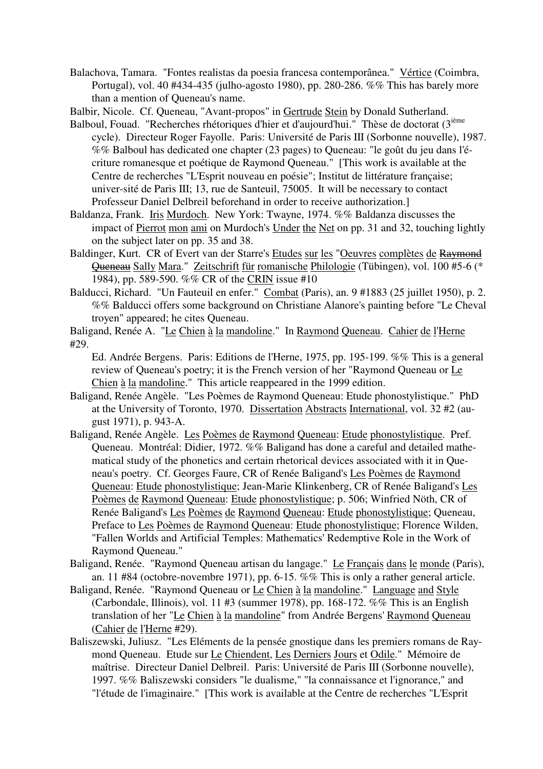Balachova, Tamara. "Fontes realistas da poesia francesa contemporânea." Vértice (Coimbra, Portugal), vol. 40 #434-435 (julho-agosto 1980), pp. 280-286. %% This has barely more than a mention of Queneau's name.

Balbir, Nicole. Cf. Queneau, "Avant-propos" in Gertrude Stein by Donald Sutherland.

Balboul, Fouad. "Recherches rhétoriques d'hier et d'aujourd'hui." Thèse de doctorat (3[ième] cycle). Directeur Roger Fayolle. Paris: Université de Paris III (Sorbonne nouvelle), 1987. %% Balboul has dedicated one chapter (23 pages) to Queneau: "le goût du jeu dans l'écriture romanesque et poétique de Raymond Queneau." [This work is available at the Centre de recherches "L'Esprit nouveau en poésie"; Institut de littérature française; univer-sité de Paris III; 13, rue de Santeuil, 75005. It will be necessary to contact Professeur Daniel Delbreil beforehand in order to receive authorization.]

Baldanza, Frank. Iris Murdoch. New York: Twayne, 1974. %% Baldanza discusses the impact of Pierrot mon ami on Murdoch's Under the Net on pp. 31 and 32, touching lightly on the subject later on pp. 35 and 38.

Baldinger, Kurt. CR of Evert van der Starre's Etudes sur les "Oeuvres complètes de ~~Raymond Queneau~~ Sally Mara." Zeitschrift für romanische Philologie (Tübingen), vol. 100 #5-6 (* 1984), pp. 589-590. %% CR of the CRIN issue #10

Balducci, Richard. "Un Fauteuil en enfer." Combat (Paris), an. 9 #1883 (25 juillet 1950), p. 2. %% Balducci offers some background on Christiane Alanore's painting before "Le Cheval troyen" appeared; he cites Queneau.

Baligand, Renée A. "Le Chien à la mandoline." In Raymond Queneau. Cahier de l'Herne #29.
Ed. Andrée Bergens. Paris: Editions de l'Herne, 1975, pp. 195-199. %% This is a general review of Queneau's poetry; it is the French version of her "Raymond Queneau or Le Chien à la mandoline." This article reappeared in the 1999 edition.

Baligand, Renée Angèle. "Les Poèmes de Raymond Queneau: Etude phonostylistique." PhD at the University of Toronto, 1970. Dissertation Abstracts International, vol. 32 #2 (august 1971), p. 943-A.

Baligand, Renée Angèle. Les Poèmes de Raymond Queneau: Etude phonostylistique. Pref. Queneau. Montréal: Didier, 1972. %% Baligand has done a careful and detailed mathematical study of the phonetics and certain rhetorical devices associated with it in Queneau's poetry. Cf. Georges Faure, CR of Renée Baligand's Les Poèmes de Raymond Queneau: Etude phonostylistique; Jean-Marie Klinkenberg, CR of Renée Baligand's Les Poèmes de Raymond Queneau: Etude phonostylistique; p. 506; Winfried Nöth, CR of Renée Baligand's Les Poèmes de Raymond Queneau: Etude phonostylistique; Queneau, Preface to Les Poèmes de Raymond Queneau: Etude phonostylistique; Florence Wilden, "Fallen Worlds and Artificial Temples: Mathematics' Redemptive Role in the Work of Raymond Queneau."

Baligand, Renée. "Raymond Queneau artisan du langage." Le Français dans le monde (Paris), an. 11 #84 (octobre-novembre 1971), pp. 6-15. %% This is only a rather general article.

Baligand, Renée. "Raymond Queneau or Le Chien à la mandoline." Language and Style (Carbondale, Illinois), vol. 11 #3 (summer 1978), pp. 168-172. %% This is an English translation of her "Le Chien à la mandoline" from Andrée Bergens' Raymond Queneau (Cahier de l'Herne #29).

Baliszewski, Juliusz. "Les Eléments de la pensée gnostique dans les premiers romans de Raymond Queneau. Etude sur Le Chiendent, Les Derniers Jours et Odile." Mémoire de maîtrise. Directeur Daniel Delbreil. Paris: Université de Paris III (Sorbonne nouvelle), 1997. %% Baliszewski considers "le dualisme," "la connaissance et l'ignorance," and "l'étude de l'imaginaire." [This work is available at the Centre de recherches "L'Esprit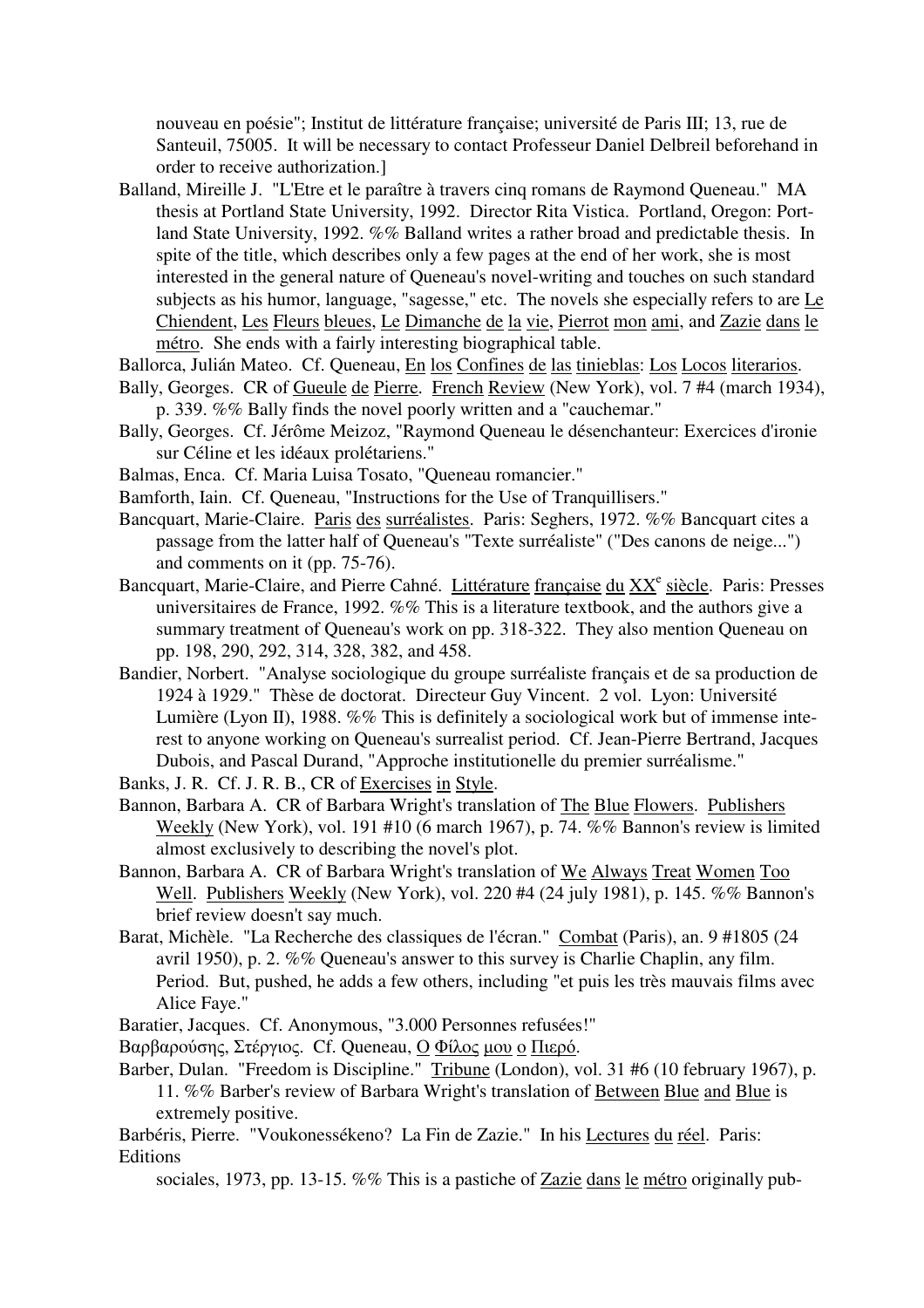nouveau en poésie"; Institut de littérature française; université de Paris III; 13, rue de Santeuil, 75005. It will be necessary to contact Professeur Daniel Delbreil beforehand in order to receive authorization.]

Balland, Mireille J. "L'Etre et le paraître à travers cinq romans de Raymond Queneau." MA thesis at Portland State University, 1992. Director Rita Vistica. Portland, Oregon: Portland State University, 1992. %% Balland writes a rather broad and predictable thesis. In spite of the title, which describes only a few pages at the end of her work, she is most interested in the general nature of Queneau's novel-writing and touches on such standard subjects as his humor, language, "sagesse," etc. The novels she especially refers to are Le Chiendent, Les Fleurs bleues, Le Dimanche de la vie, Pierrot mon ami, and Zazie dans le métro. She ends with a fairly interesting biographical table.

Ballorca, Julián Mateo. Cf. Queneau, En los Confines de las tinieblas: Los Locos literarios.

Bally, Georges. CR of Gueule de Pierre. French Review (New York), vol. 7 #4 (march 1934), p. 339. %% Bally finds the novel poorly written and a "cauchemar."

Bally, Georges. Cf. Jérôme Meizoz, "Raymond Queneau le désenchanteur: Exercices d'ironie sur Céline et les idéaux prolétariens."

Balmas, Enca. Cf. Maria Luisa Tosato, "Queneau romancier."

Bamforth, Iain. Cf. Queneau, "Instructions for the Use of Tranquillisers."

Bancquart, Marie-Claire. Paris des surréalistes. Paris: Seghers, 1972. %% Bancquart cites a passage from the latter half of Queneau's "Texte surréaliste" ("Des canons de neige...") and comments on it (pp. 75-76).

Bancquart, Marie-Claire, and Pierre Cahné. Littérature française du XX^e siècle. Paris: Presses universitaires de France, 1992. %% This is a literature textbook, and the authors give a summary treatment of Queneau's work on pp. 318-322. They also mention Queneau on pp. 198, 290, 292, 314, 328, 382, and 458.

Bandier, Norbert. "Analyse sociologique du groupe surréaliste français et de sa production de 1924 à 1929." Thèse de doctorat. Directeur Guy Vincent. 2 vol. Lyon: Université Lumière (Lyon II), 1988. %% This is definitely a sociological work but of immense interest to anyone working on Queneau's surrealist period. Cf. Jean-Pierre Bertrand, Jacques Dubois, and Pascal Durand, "Approche institutionelle du premier surréalisme."

Banks, J. R. Cf. J. R. B., CR of Exercises in Style.

Bannon, Barbara A. CR of Barbara Wright's translation of The Blue Flowers. Publishers Weekly (New York), vol. 191 #10 (6 march 1967), p. 74. %% Bannon's review is limited almost exclusively to describing the novel's plot.

Bannon, Barbara A. CR of Barbara Wright's translation of We Always Treat Women Too Well. Publishers Weekly (New York), vol. 220 #4 (24 july 1981), p. 145. %% Bannon's brief review doesn't say much.

Barat, Michèle. "La Recherche des classiques de l'écran." Combat (Paris), an. 9 #1805 (24 avril 1950), p. 2. %% Queneau's answer to this survey is Charlie Chaplin, any film. Period. But, pushed, he adds a few others, including "et puis les très mauvais films avec Alice Faye."

Baratier, Jacques. Cf. Anonymous, "3.000 Personnes refusées!"

Βαρβαρούσης, Στέργιος. Cf. Queneau, Ο Φίλος μου ο Πιερό.

Barber, Dulan. "Freedom is Discipline." Tribune (London), vol. 31 #6 (10 february 1967), p. 11. %% Barber's review of Barbara Wright's translation of Between Blue and Blue is extremely positive.

Barbéris, Pierre. "Voukonessékeno? La Fin de Zazie." In his Lectures du réel. Paris: Editions sociales, 1973, pp. 13-15. %% This is a pastiche of Zazie dans le métro originally pub-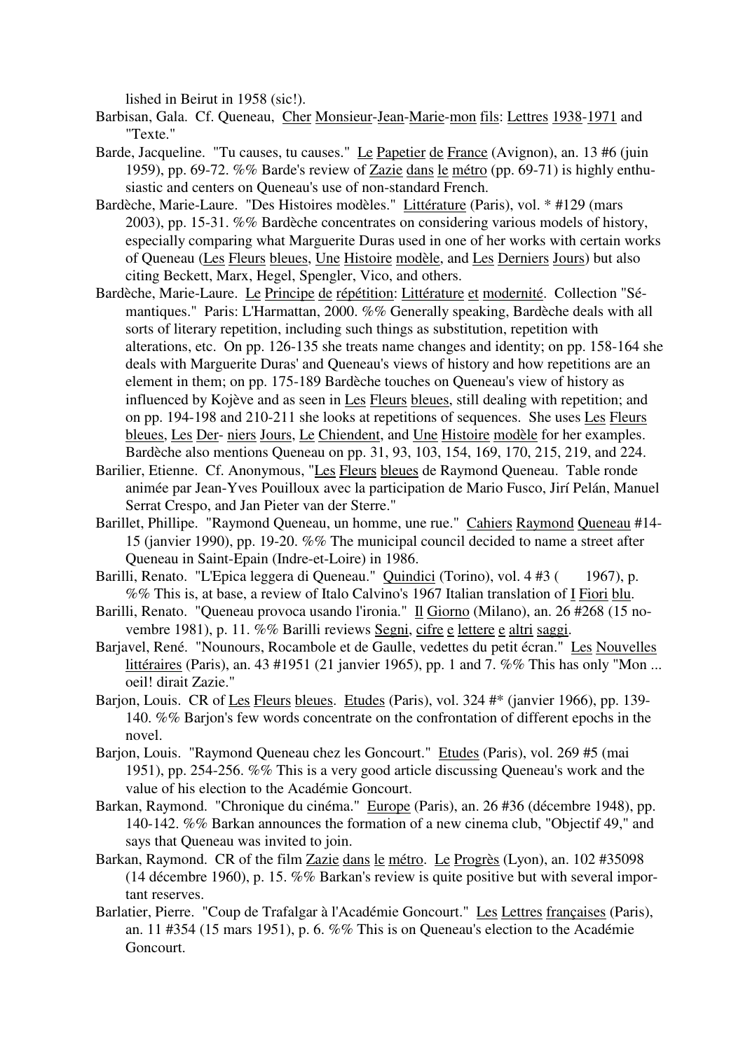lished in Beirut in 1958 (sic!).

Barbisan, Gala. Cf. Queneau, Cher Monsieur-Jean-Marie-mon fils: Lettres 1938-1971 and "Texte."

Barde, Jacqueline. "Tu causes, tu causes." Le Papetier de France (Avignon), an. 13 #6 (juin 1959), pp. 69-72. %% Barde's review of Zazie dans le métro (pp. 69-71) is highly enthusiastic and centers on Queneau's use of non-standard French.

Bardèche, Marie-Laure. "Des Histoires modèles." Littérature (Paris), vol. * #129 (mars 2003), pp. 15-31. %% Bardèche concentrates on considering various models of history, especially comparing what Marguerite Duras used in one of her works with certain works of Queneau (Les Fleurs bleues, Une Histoire modèle, and Les Derniers Jours) but also citing Beckett, Marx, Hegel, Spengler, Vico, and others.

Bardèche, Marie-Laure. Le Principe de répétition: Littérature et modernité. Collection "Sémantiques." Paris: L'Harmattan, 2000. %% Generally speaking, Bardèche deals with all sorts of literary repetition, including such things as substitution, repetition with alterations, etc. On pp. 126-135 she treats name changes and identity; on pp. 158-164 she deals with Marguerite Duras' and Queneau's views of history and how repetitions are an element in them; on pp. 175-189 Bardèche touches on Queneau's view of history as influenced by Kojève and as seen in Les Fleurs bleues, still dealing with repetition; and on pp. 194-198 and 210-211 she looks at repetitions of sequences. She uses Les Fleurs bleues, Les Der- niers Jours, Le Chiendent, and Une Histoire modèle for her examples. Bardèche also mentions Queneau on pp. 31, 93, 103, 154, 169, 170, 215, 219, and 224.

Barilier, Etienne. Cf. Anonymous, "Les Fleurs bleues de Raymond Queneau. Table ronde animée par Jean-Yves Pouilloux avec la participation de Mario Fusco, Jirí Pelán, Manuel Serrat Crespo, and Jan Pieter van der Sterre."

Barillet, Phillipe. "Raymond Queneau, un homme, une rue." Cahiers Raymond Queneau #14-15 (janvier 1990), pp. 19-20. %% The municipal council decided to name a street after Queneau in Saint-Epain (Indre-et-Loire) in 1986.

Barilli, Renato. "L'Epica leggera di Queneau." Quindici (Torino), vol. 4 #3 ( 1967), p. %% This is, at base, a review of Italo Calvino's 1967 Italian translation of I Fiori blu.

Barilli, Renato. "Queneau provoca usando l'ironia." Il Giorno (Milano), an. 26 #268 (15 novembre 1981), p. 11. %% Barilli reviews Segni, cifre e lettere e altri saggi.

Barjavel, René. "Nounours, Rocambole et de Gaulle, vedettes du petit écran." Les Nouvelles littéraires (Paris), an. 43 #1951 (21 janvier 1965), pp. 1 and 7. %% This has only "Mon ... oeil! dirait Zazie."

Barjon, Louis. CR of Les Fleurs bleues. Etudes (Paris), vol. 324 #* (janvier 1966), pp. 139-140. %% Barjon's few words concentrate on the confrontation of different epochs in the novel.

Barjon, Louis. "Raymond Queneau chez les Goncourt." Etudes (Paris), vol. 269 #5 (mai 1951), pp. 254-256. %% This is a very good article discussing Queneau's work and the value of his election to the Académie Goncourt.

Barkan, Raymond. "Chronique du cinéma." Europe (Paris), an. 26 #36 (décembre 1948), pp. 140-142. %% Barkan announces the formation of a new cinema club, "Objectif 49," and says that Queneau was invited to join.

Barkan, Raymond. CR of the film Zazie dans le métro. Le Progrès (Lyon), an. 102 #35098 (14 décembre 1960), p. 15. %% Barkan's review is quite positive but with several important reserves.

Barlatier, Pierre. "Coup de Trafalgar à l'Académie Goncourt." Les Lettres françaises (Paris), an. 11 #354 (15 mars 1951), p. 6. %% This is on Queneau's election to the Académie Goncourt.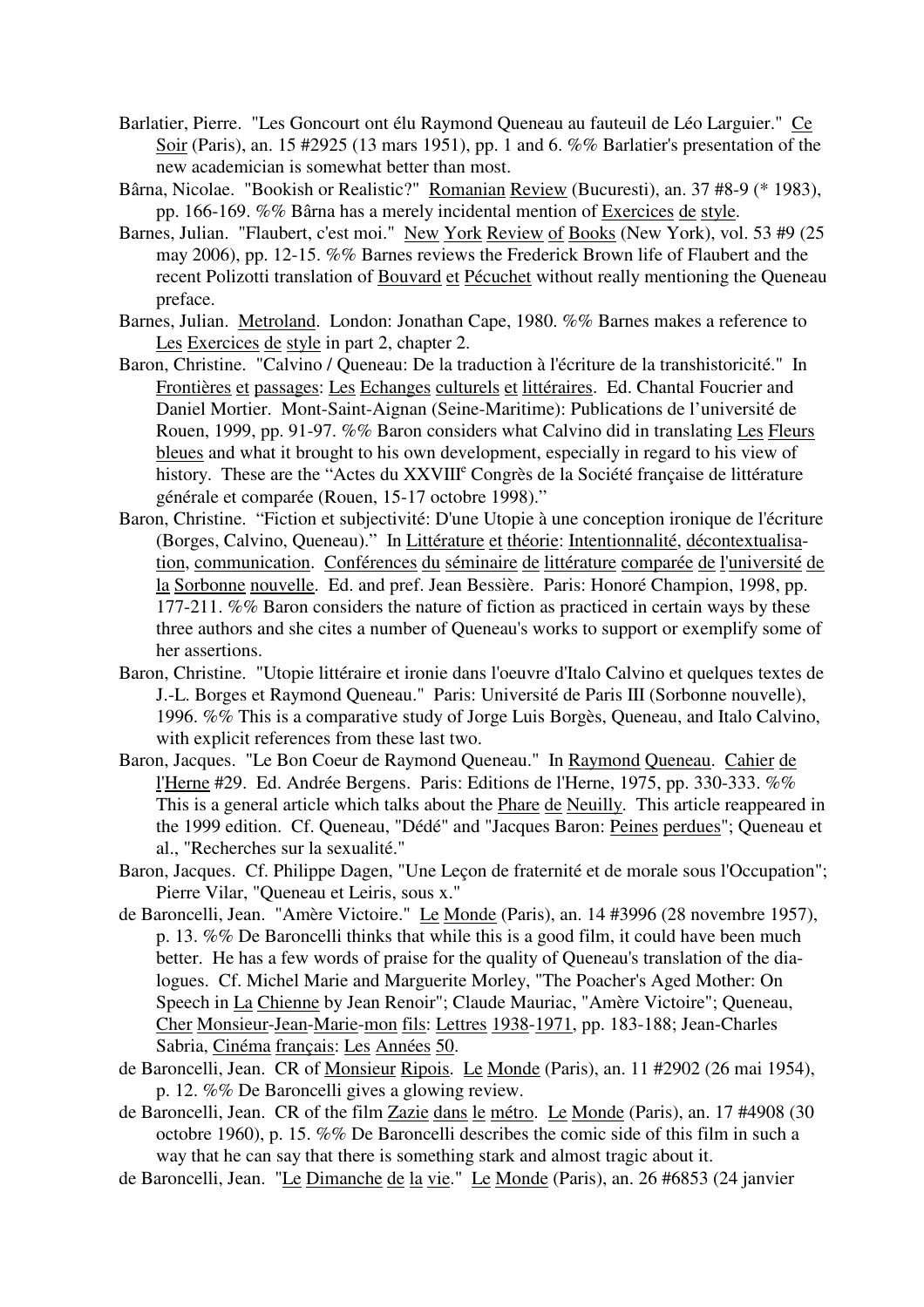Barlatier, Pierre. "Les Goncourt ont élu Raymond Queneau au fauteuil de Léo Larguier." Ce Soir (Paris), an. 15 #2925 (13 mars 1951), pp. 1 and 6. %% Barlatier's presentation of the new academician is somewhat better than most.

Bârna, Nicolae. "Bookish or Realistic?" Romanian Review (Bucuresti), an. 37 #8-9 (* 1983), pp. 166-169. %% Bârna has a merely incidental mention of Exercices de style.

Barnes, Julian. "Flaubert, c'est moi." New York Review of Books (New York), vol. 53 #9 (25 may 2006), pp. 12-15. %% Barnes reviews the Frederick Brown life of Flaubert and the recent Polizotti translation of Bouvard et Pécuchet without really mentioning the Queneau preface.

Barnes, Julian. Metroland. London: Jonathan Cape, 1980. %% Barnes makes a reference to Les Exercices de style in part 2, chapter 2.

Baron, Christine. "Calvino / Queneau: De la traduction à l'écriture de la transhistoricité." In Frontières et passages: Les Echanges culturels et littéraires. Ed. Chantal Foucrier and Daniel Mortier. Mont-Saint-Aignan (Seine-Maritime): Publications de l'université de Rouen, 1999, pp. 91-97. %% Baron considers what Calvino did in translating Les Fleurs bleues and what it brought to his own development, especially in regard to his view of history. These are the "Actes du XXVIII[e] Congrès de la Société française de littérature générale et comparée (Rouen, 15-17 octobre 1998)."

Baron, Christine. "Fiction et subjectivité: D'une Utopie à une conception ironique de l'écriture (Borges, Calvino, Queneau)." In Littérature et théorie: Intentionnalité, décontextualisation, communication. Conférences du séminaire de littérature comparée de l'université de la Sorbonne nouvelle. Ed. and pref. Jean Bessière. Paris: Honoré Champion, 1998, pp. 177-211. %% Baron considers the nature of fiction as practiced in certain ways by these three authors and she cites a number of Queneau's works to support or exemplify some of her assertions.

Baron, Christine. "Utopie littéraire et ironie dans l'oeuvre d'Italo Calvino et quelques textes de J.-L. Borges et Raymond Queneau." Paris: Université de Paris III (Sorbonne nouvelle), 1996. %% This is a comparative study of Jorge Luis Borgès, Queneau, and Italo Calvino, with explicit references from these last two.

Baron, Jacques. "Le Bon Coeur de Raymond Queneau." In Raymond Queneau. Cahier de l'Herne #29. Ed. Andrée Bergens. Paris: Editions de l'Herne, 1975, pp. 330-333. %% This is a general article which talks about the Phare de Neuilly. This article reappeared in the 1999 edition. Cf. Queneau, "Dédé" and "Jacques Baron: Peines perdues"; Queneau et al., "Recherches sur la sexualité."

Baron, Jacques. Cf. Philippe Dagen, "Une Leçon de fraternité et de morale sous l'Occupation"; Pierre Vilar, "Queneau et Leiris, sous x."

de Baroncelli, Jean. "Amère Victoire." Le Monde (Paris), an. 14 #3996 (28 novembre 1957), p. 13. %% De Baroncelli thinks that while this is a good film, it could have been much better. He has a few words of praise for the quality of Queneau's translation of the dialogues. Cf. Michel Marie and Marguerite Morley, "The Poacher's Aged Mother: On Speech in La Chienne by Jean Renoir"; Claude Mauriac, "Amère Victoire"; Queneau, Cher Monsieur-Jean-Marie-mon fils: Lettres 1938-1971, pp. 183-188; Jean-Charles Sabria, Cinéma français: Les Années 50.

de Baroncelli, Jean. CR of Monsieur Ripois. Le Monde (Paris), an. 11 #2902 (26 mai 1954), p. 12. %% De Baroncelli gives a glowing review.

de Baroncelli, Jean. CR of the film Zazie dans le métro. Le Monde (Paris), an. 17 #4908 (30 octobre 1960), p. 15. %% De Baroncelli describes the comic side of this film in such a way that he can say that there is something stark and almost tragic about it.

de Baroncelli, Jean. "Le Dimanche de la vie." Le Monde (Paris), an. 26 #6853 (24 janvier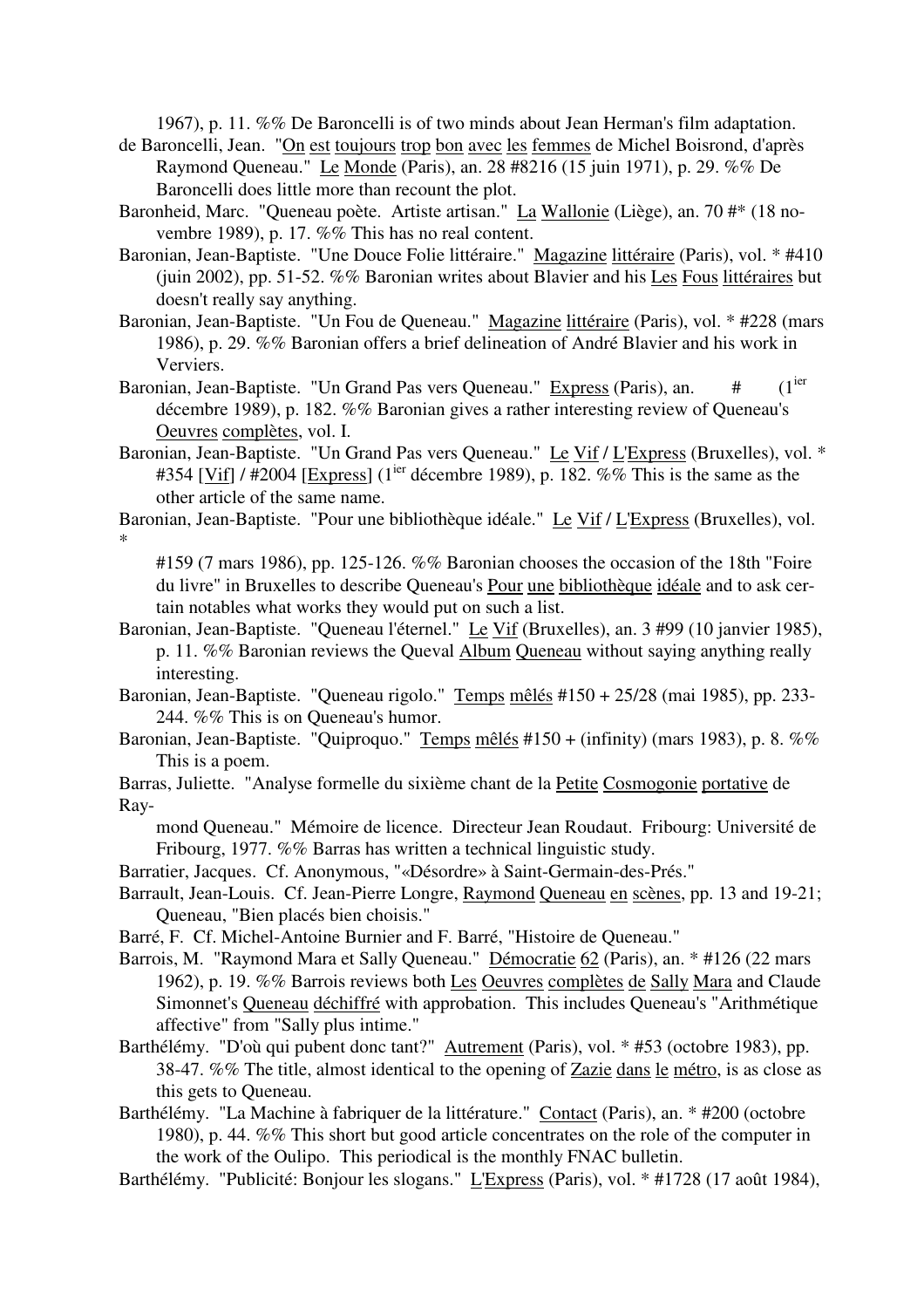1967), p. 11. %% De Baroncelli is of two minds about Jean Herman's film adaptation.

de Baroncelli, Jean. "On est toujours trop bon avec les femmes de Michel Boisrond, d'après Raymond Queneau." Le Monde (Paris), an. 28 #8216 (15 juin 1971), p. 29. %% De Baroncelli does little more than recount the plot.

Baronheid, Marc. "Queneau poète. Artiste artisan." La Wallonie (Liège), an. 70 #* (18 novembre 1989), p. 17. %% This has no real content.

Baronian, Jean-Baptiste. "Une Douce Folie littéraire." Magazine littéraire (Paris), vol. * #410 (juin 2002), pp. 51-52. %% Baronian writes about Blavier and his Les Fous littéraires but doesn't really say anything.

Baronian, Jean-Baptiste. "Un Fou de Queneau." Magazine littéraire (Paris), vol. * #228 (mars 1986), p. 29. %% Baronian offers a brief delineation of André Blavier and his work in Verviers.

Baronian, Jean-Baptiste. "Un Grand Pas vers Queneau." Express (Paris), an. # (1ier décembre 1989), p. 182. %% Baronian gives a rather interesting review of Queneau's Oeuvres complètes, vol. I.

Baronian, Jean-Baptiste. "Un Grand Pas vers Queneau." Le Vif / L'Express (Bruxelles), vol. * #354 [Vif] / #2004 [Express] (1ier décembre 1989), p. 182. %% This is the same as the other article of the same name.

Baronian, Jean-Baptiste. "Pour une bibliothèque idéale." Le Vif / L'Express (Bruxelles), vol. * #159 (7 mars 1986), pp. 125-126. %% Baronian chooses the occasion of the 18th "Foire du livre" in Bruxelles to describe Queneau's Pour une bibliothèque idéale and to ask certain notables what works they would put on such a list.

Baronian, Jean-Baptiste. "Queneau l'éternel." Le Vif (Bruxelles), an. 3 #99 (10 janvier 1985), p. 11. %% Baronian reviews the Queval Album Queneau without saying anything really interesting.

Baronian, Jean-Baptiste. "Queneau rigolo." Temps mêlés #150 + 25/28 (mai 1985), pp. 233-244. %% This is on Queneau's humor.

Baronian, Jean-Baptiste. "Quiproquo." Temps mêlés #150 + (infinity) (mars 1983), p. 8. %% This is a poem.

Barras, Juliette. "Analyse formelle du sixième chant de la Petite Cosmogonie portative de Raymond Queneau." Mémoire de licence. Directeur Jean Roudaut. Fribourg: Université de Fribourg, 1977. %% Barras has written a technical linguistic study.

Barratier, Jacques. Cf. Anonymous, "«Désordre» à Saint-Germain-des-Prés."

Barrault, Jean-Louis. Cf. Jean-Pierre Longre, Raymond Queneau en scènes, pp. 13 and 19-21; Queneau, "Bien placés bien choisis."

Barré, F. Cf. Michel-Antoine Burnier and F. Barré, "Histoire de Queneau."

Barrois, M. "Raymond Mara et Sally Queneau." Démocratie 62 (Paris), an. * #126 (22 mars 1962), p. 19. %% Barrois reviews both Les Oeuvres complètes de Sally Mara and Claude Simonnet's Queneau déchiffré with approbation. This includes Queneau's "Arithmétique affective" from "Sally plus intime."

Barthélémy. "D'où qui pubent donc tant?" Autrement (Paris), vol. * #53 (octobre 1983), pp. 38-47. %% The title, almost identical to the opening of Zazie dans le métro, is as close as this gets to Queneau.

Barthélémy. "La Machine à fabriquer de la littérature." Contact (Paris), an. * #200 (octobre 1980), p. 44. %% This short but good article concentrates on the role of the computer in the work of the Oulipo. This periodical is the monthly FNAC bulletin.

Barthélémy. "Publicité: Bonjour les slogans." L'Express (Paris), vol. * #1728 (17 août 1984),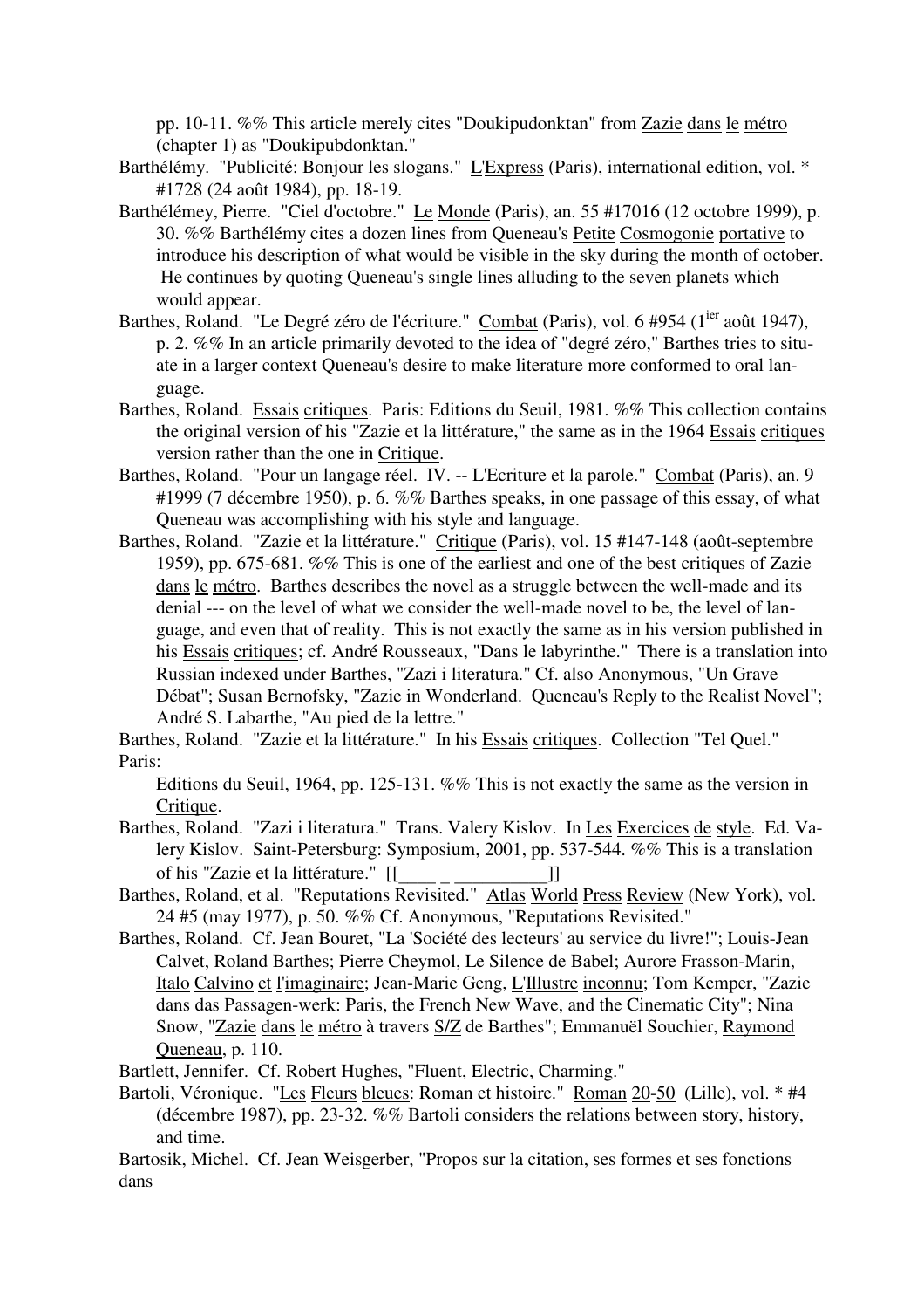pp. 10-11. %% This article merely cites "Doukipudonktan" from Zazie dans le métro (chapter 1) as "Doukipubdonktan."

Barthélémy. "Publicité: Bonjour les slogans." L'Express (Paris), international edition, vol. * #1728 (24 août 1984), pp. 18-19.

Barthélémey, Pierre. "Ciel d'octobre." Le Monde (Paris), an. 55 #17016 (12 octobre 1999), p. 30. %% Barthélémy cites a dozen lines from Queneau's Petite Cosmogonie portative to introduce his description of what would be visible in the sky during the month of october. He continues by quoting Queneau's single lines alluding to the seven planets which would appear.

Barthes, Roland. "Le Degré zéro de l'écriture." Combat (Paris), vol. 6 #954 (1ier août 1947), p. 2. %% In an article primarily devoted to the idea of "degré zéro," Barthes tries to situate in a larger context Queneau's desire to make literature more conformed to oral language.

Barthes, Roland. Essais critiques. Paris: Editions du Seuil, 1981. %% This collection contains the original version of his "Zazie et la littérature," the same as in the 1964 Essais critiques version rather than the one in Critique.

Barthes, Roland. "Pour un langage réel. IV. -- L'Ecriture et la parole." Combat (Paris), an. 9 #1999 (7 décembre 1950), p. 6. %% Barthes speaks, in one passage of this essay, of what Queneau was accomplishing with his style and language.

Barthes, Roland. "Zazie et la littérature." Critique (Paris), vol. 15 #147-148 (août-septembre 1959), pp. 675-681. %% This is one of the earliest and one of the best critiques of Zazie dans le métro. Barthes describes the novel as a struggle between the well-made and its denial --- on the level of what we consider the well-made novel to be, the level of language, and even that of reality. This is not exactly the same as in his version published in his Essais critiques; cf. André Rousseaux, "Dans le labyrinthe." There is a translation into Russian indexed under Barthes, "Zazi i literatura." Cf. also Anonymous, "Un Grave Débat"; Susan Bernofsky, "Zazie in Wonderland. Queneau's Reply to the Realist Novel"; André S. Labarthe, "Au pied de la lettre."

Barthes, Roland. "Zazie et la littérature." In his Essais critiques. Collection "Tel Quel." Paris:
Editions du Seuil, 1964, pp. 125-131. %% This is not exactly the same as the version in Critique.

Barthes, Roland. "Zazi i literatura." Trans. Valery Kislov. In Les Exercices de style. Ed. Valery Kislov. Saint-Petersburg: Symposium, 2001, pp. 537-544. %% This is a translation of his "Zazie et la littérature." [[____ _ __________]]

Barthes, Roland, et al. "Reputations Revisited." Atlas World Press Review (New York), vol. 24 #5 (may 1977), p. 50. %% Cf. Anonymous, "Reputations Revisited."

Barthes, Roland. Cf. Jean Bouret, "La 'Société des lecteurs' au service du livre!"; Louis-Jean Calvet, Roland Barthes; Pierre Cheymol, Le Silence de Babel; Aurore Frasson-Marin, Italo Calvino et l'imaginaire; Jean-Marie Geng, L'Illustre inconnu; Tom Kemper, "Zazie dans das Passagen-werk: Paris, the French New Wave, and the Cinematic City"; Nina Snow, "Zazie dans le métro à travers S/Z de Barthes"; Emmanuël Souchier, Raymond Queneau, p. 110.

Bartlett, Jennifer. Cf. Robert Hughes, "Fluent, Electric, Charming."

Bartoli, Véronique. "Les Fleurs bleues: Roman et histoire." Roman 20-50 (Lille), vol. * #4 (décembre 1987), pp. 23-32. %% Bartoli considers the relations between story, history, and time.

Bartosik, Michel. Cf. Jean Weisgerber, "Propos sur la citation, ses formes et ses fonctions dans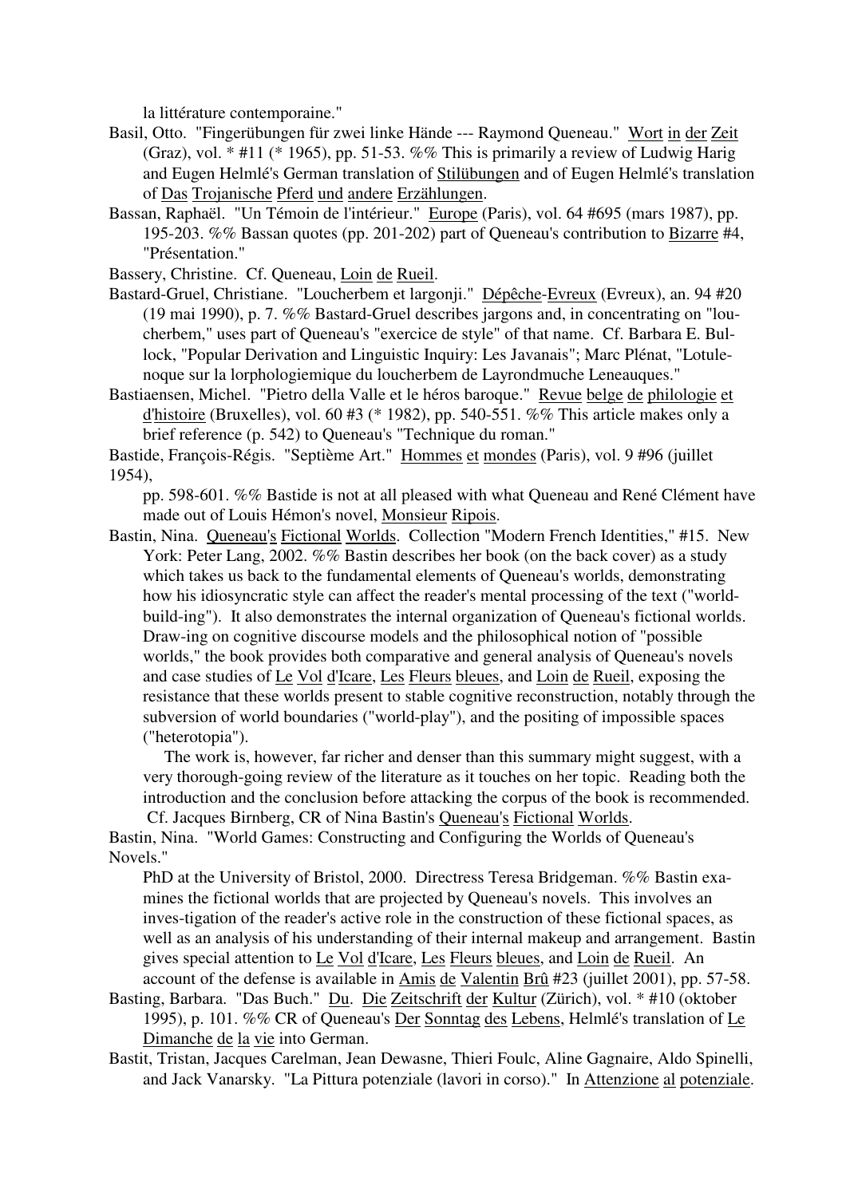la littérature contemporaine."

Basil, Otto. "Fingerübungen für zwei linke Hände --- Raymond Queneau." Wort in der Zeit (Graz), vol. * #11 (* 1965), pp. 51-53. %% This is primarily a review of Ludwig Harig and Eugen Helmlé's German translation of Stilübungen and of Eugen Helmlé's translation of Das Trojanische Pferd und andere Erzählungen.

Bassan, Raphaël. "Un Témoin de l'intérieur." Europe (Paris), vol. 64 #695 (mars 1987), pp. 195-203. %% Bassan quotes (pp. 201-202) part of Queneau's contribution to Bizarre #4, "Présentation."

Bassery, Christine. Cf. Queneau, Loin de Rueil.

Bastard-Gruel, Christiane. "Loucherbem et largonji." Dépêche-Evreux (Evreux), an. 94 #20 (19 mai 1990), p. 7. %% Bastard-Gruel describes jargons and, in concentrating on "loucherbem," uses part of Queneau's "exercice de style" of that name. Cf. Barbara E. Bullock, "Popular Derivation and Linguistic Inquiry: Les Javanais"; Marc Plénat, "Lotulenoque sur la lorphologiemique du loucherbem de Layrondmuche Leneauques."

Bastiaensen, Michel. "Pietro della Valle et le héros baroque." Revue belge de philologie et d'histoire (Bruxelles), vol. 60 #3 (* 1982), pp. 540-551. %% This article makes only a brief reference (p. 542) to Queneau's "Technique du roman."

Bastide, François-Régis. "Septième Art." Hommes et mondes (Paris), vol. 9 #96 (juillet 1954), pp. 598-601. %% Bastide is not at all pleased with what Queneau and René Clément have made out of Louis Hémon's novel, Monsieur Ripois.

Bastin, Nina. Queneau's Fictional Worlds. Collection "Modern French Identities," #15. New York: Peter Lang, 2002. %% Bastin describes her book (on the back cover) as a study which takes us back to the fundamental elements of Queneau's worlds, demonstrating how his idiosyncratic style can affect the reader's mental processing of the text ("world-building"). It also demonstrates the internal organization of Queneau's fictional worlds. Drawing on cognitive discourse models and the philosophical notion of "possible worlds," the book provides both comparative and general analysis of Queneau's novels and case studies of Le Vol d'Icare, Les Fleurs bleues, and Loin de Rueil, exposing the resistance that these worlds present to stable cognitive reconstruction, notably through the subversion of world boundaries ("world-play"), and the positing of impossible spaces ("heterotopia").

The work is, however, far richer and denser than this summary might suggest, with a very thorough-going review of the literature as it touches on her topic. Reading both the introduction and the conclusion before attacking the corpus of the book is recommended. Cf. Jacques Birnberg, CR of Nina Bastin's Queneau's Fictional Worlds.

Bastin, Nina. "World Games: Constructing and Configuring the Worlds of Queneau's Novels." PhD at the University of Bristol, 2000. Directress Teresa Bridgeman. %% Bastin examines the fictional worlds that are projected by Queneau's novels. This involves an investigation of the reader's active role in the construction of these fictional spaces, as well as an analysis of his understanding of their internal makeup and arrangement. Bastin gives special attention to Le Vol d'Icare, Les Fleurs bleues, and Loin de Rueil. An account of the defense is available in Amis de Valentin Brû #23 (juillet 2001), pp. 57-58.

Basting, Barbara. "Das Buch." Du. Die Zeitschrift der Kultur (Zürich), vol. * #10 (oktober 1995), p. 101. %% CR of Queneau's Der Sonntag des Lebens, Helmlé's translation of Le Dimanche de la vie into German.

Bastit, Tristan, Jacques Carelman, Jean Dewasne, Thieri Foulc, Aline Gagnaire, Aldo Spinelli, and Jack Vanarsky. "La Pittura potenziale (lavori in corso)." In Attenzione al potenziale.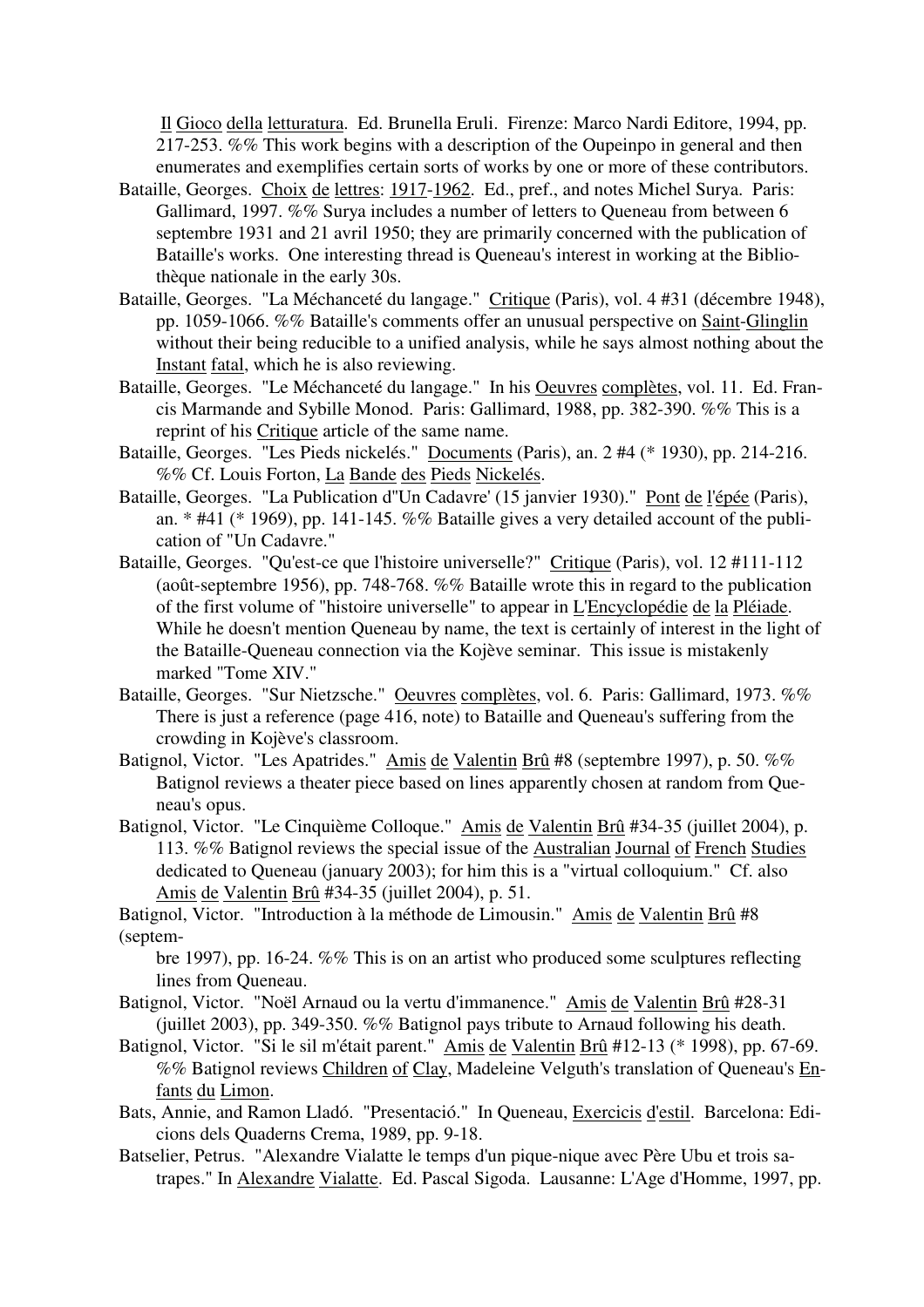Il Gioco della letturatura. Ed. Brunella Eruli. Firenze: Marco Nardi Editore, 1994, pp. 217-253. %% This work begins with a description of the Oupeinpo in general and then enumerates and exemplifies certain sorts of works by one or more of these contributors.

Bataille, Georges. Choix de lettres: 1917-1962. Ed., pref., and notes Michel Surya. Paris: Gallimard, 1997. %% Surya includes a number of letters to Queneau from between 6 septembre 1931 and 21 avril 1950; they are primarily concerned with the publication of Bataille's works. One interesting thread is Queneau's interest in working at the Bibliothèque nationale in the early 30s.

Bataille, Georges. "La Méchanceté du langage." Critique (Paris), vol. 4 #31 (décembre 1948), pp. 1059-1066. %% Bataille's comments offer an unusual perspective on Saint-Glinglin without their being reducible to a unified analysis, while he says almost nothing about the Instant fatal, which he is also reviewing.

Bataille, Georges. "Le Méchanceté du langage." In his Oeuvres complètes, vol. 11. Ed. Francis Marmande and Sybille Monod. Paris: Gallimard, 1988, pp. 382-390. %% This is a reprint of his Critique article of the same name.

Bataille, Georges. "Les Pieds nickelés." Documents (Paris), an. 2 #4 (* 1930), pp. 214-216. %% Cf. Louis Forton, La Bande des Pieds Nickelés.

Bataille, Georges. "La Publication d''Un Cadavre' (15 janvier 1930)." Pont de l'épée (Paris), an. * #41 (* 1969), pp. 141-145. %% Bataille gives a very detailed account of the publication of "Un Cadavre."

Bataille, Georges. "Qu'est-ce que l'histoire universelle?" Critique (Paris), vol. 12 #111-112 (août-septembre 1956), pp. 748-768. %% Bataille wrote this in regard to the publication of the first volume of "histoire universelle" to appear in L'Encyclopédie de la Pléiade. While he doesn't mention Queneau by name, the text is certainly of interest in the light of the Bataille-Queneau connection via the Kojève seminar. This issue is mistakenly marked "Tome XIV."

Bataille, Georges. "Sur Nietzsche." Oeuvres complètes, vol. 6. Paris: Gallimard, 1973. %% There is just a reference (page 416, note) to Bataille and Queneau's suffering from the crowding in Kojève's classroom.

Batignol, Victor. "Les Apatrides." Amis de Valentin Brû #8 (septembre 1997), p. 50. %% Batignol reviews a theater piece based on lines apparently chosen at random from Queneau's opus.

Batignol, Victor. "Le Cinquième Colloque." Amis de Valentin Brû #34-35 (juillet 2004), p. 113. %% Batignol reviews the special issue of the Australian Journal of French Studies dedicated to Queneau (january 2003); for him this is a "virtual colloquium." Cf. also Amis de Valentin Brû #34-35 (juillet 2004), p. 51.

Batignol, Victor. "Introduction à la méthode de Limousin." Amis de Valentin Brû #8 (septembre 1997), pp. 16-24. %% This is on an artist who produced some sculptures reflecting lines from Queneau.

Batignol, Victor. "Noël Arnaud ou la vertu d'immanence." Amis de Valentin Brû #28-31 (juillet 2003), pp. 349-350. %% Batignol pays tribute to Arnaud following his death.

Batignol, Victor. "Si le sil m'était parent." Amis de Valentin Brû #12-13 (* 1998), pp. 67-69. %% Batignol reviews Children of Clay, Madeleine Velguth's translation of Queneau's Enfants du Limon.

Bats, Annie, and Ramon Lladó. "Presentació." In Queneau, Exercicis d'estil. Barcelona: Edicions dels Quaderns Crema, 1989, pp. 9-18.

Batselier, Petrus. "Alexandre Vialatte le temps d'un pique-nique avec Père Ubu et trois satrapes." In Alexandre Vialatte. Ed. Pascal Sigoda. Lausanne: L'Age d'Homme, 1997, pp.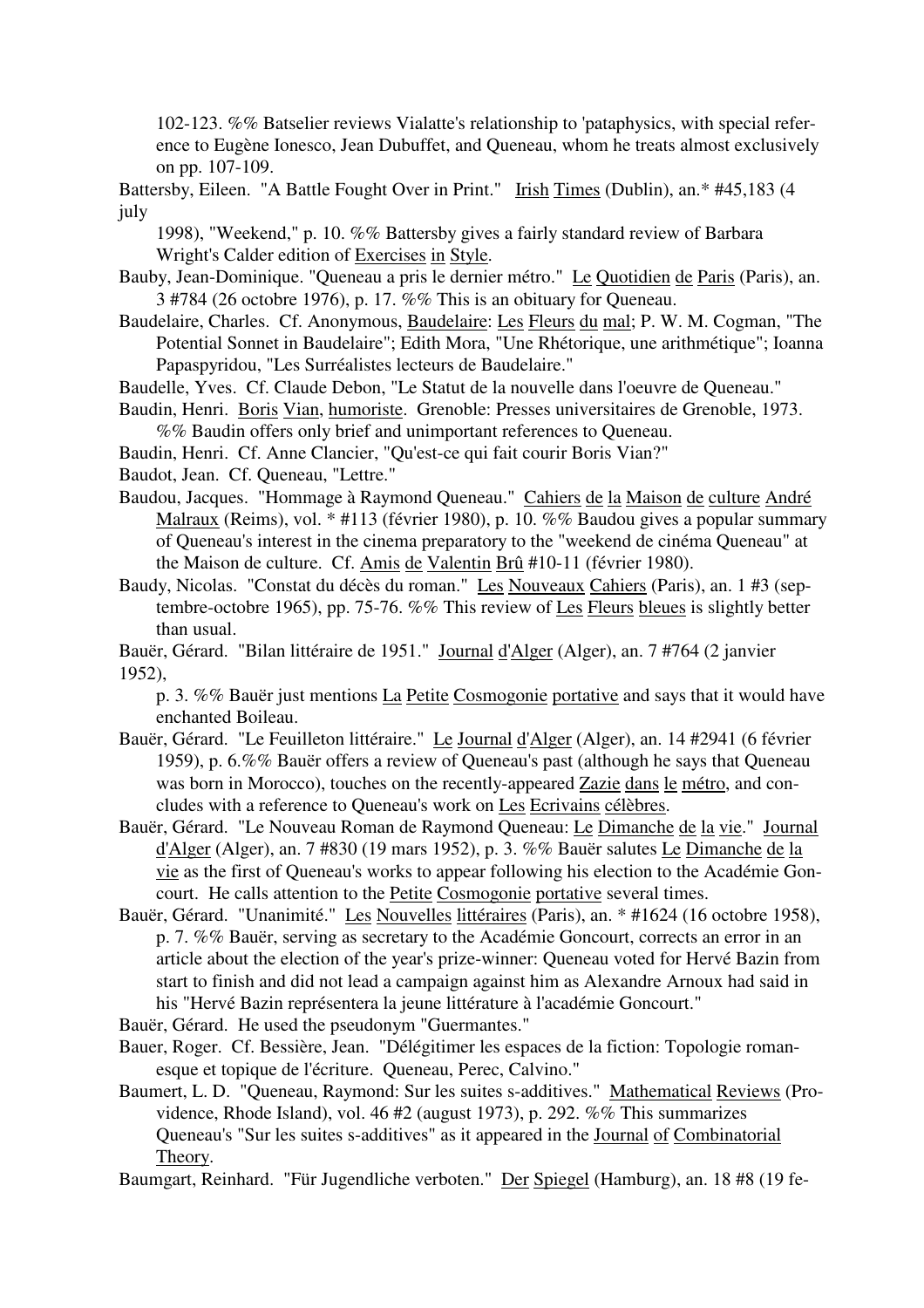102-123. %% Batselier reviews Vialatte's relationship to 'pataphysics, with special reference to Eugène Ionesco, Jean Dubuffet, and Queneau, whom he treats almost exclusively on pp. 107-109.

Battersby, Eileen. "A Battle Fought Over in Print." Irish Times (Dublin), an.* #45,183 (4 july 1998), "Weekend," p. 10. %% Battersby gives a fairly standard review of Barbara Wright's Calder edition of Exercises in Style.

Bauby, Jean-Dominique. "Queneau a pris le dernier métro." Le Quotidien de Paris (Paris), an. 3 #784 (26 octobre 1976), p. 17. %% This is an obituary for Queneau.

Baudelaire, Charles. Cf. Anonymous, Baudelaire: Les Fleurs du mal; P. W. M. Cogman, "The Potential Sonnet in Baudelaire"; Edith Mora, "Une Rhétorique, une arithmétique"; Ioanna Papaspyridou, "Les Surréalistes lecteurs de Baudelaire."

Baudelle, Yves. Cf. Claude Debon, "Le Statut de la nouvelle dans l'oeuvre de Queneau."

Baudin, Henri. Boris Vian, humoriste. Grenoble: Presses universitaires de Grenoble, 1973. %% Baudin offers only brief and unimportant references to Queneau.

Baudin, Henri. Cf. Anne Clancier, "Qu'est-ce qui fait courir Boris Vian?"

Baudot, Jean. Cf. Queneau, "Lettre."

Baudou, Jacques. "Hommage à Raymond Queneau." Cahiers de la Maison de culture André Malraux (Reims), vol. * #113 (février 1980), p. 10. %% Baudou gives a popular summary of Queneau's interest in the cinema preparatory to the "weekend de cinéma Queneau" at the Maison de culture. Cf. Amis de Valentin Brû #10-11 (février 1980).

Baudy, Nicolas. "Constat du décès du roman." Les Nouveaux Cahiers (Paris), an. 1 #3 (septembre-octobre 1965), pp. 75-76. %% This review of Les Fleurs bleues is slightly better than usual.

Bauër, Gérard. "Bilan littéraire de 1951." Journal d'Alger (Alger), an. 7 #764 (2 janvier 1952), p. 3. %% Bauër just mentions La Petite Cosmogonie portative and says that it would have enchanted Boileau.

Bauër, Gérard. "Le Feuilleton littéraire." Le Journal d'Alger (Alger), an. 14 #2941 (6 février 1959), p. 6.%% Bauër offers a review of Queneau's past (although he says that Queneau was born in Morocco), touches on the recently-appeared Zazie dans le métro, and concludes with a reference to Queneau's work on Les Ecrivains célèbres.

Bauër, Gérard. "Le Nouveau Roman de Raymond Queneau: Le Dimanche de la vie." Journal d'Alger (Alger), an. 7 #830 (19 mars 1952), p. 3. %% Bauër salutes Le Dimanche de la vie as the first of Queneau's works to appear following his election to the Académie Goncourt. He calls attention to the Petite Cosmogonie portative several times.

Bauër, Gérard. "Unanimité." Les Nouvelles littéraires (Paris), an. * #1624 (16 octobre 1958), p. 7. %% Bauër, serving as secretary to the Académie Goncourt, corrects an error in an article about the election of the year's prize-winner: Queneau voted for Hervé Bazin from start to finish and did not lead a campaign against him as Alexandre Arnoux had said in his "Hervé Bazin représentera la jeune littérature à l'académie Goncourt."

Bauër, Gérard. He used the pseudonym "Guermantes."

Bauer, Roger. Cf. Bessière, Jean. "Délégitimer les espaces de la fiction: Topologie romanesque et topique de l'écriture. Queneau, Perec, Calvino."

Baumert, L. D. "Queneau, Raymond: Sur les suites s-additives." Mathematical Reviews (Providence, Rhode Island), vol. 46 #2 (august 1973), p. 292. %% This summarizes Queneau's "Sur les suites s-additives" as it appeared in the Journal of Combinatorial Theory.

Baumgart, Reinhard. "Für Jugendliche verboten." Der Spiegel (Hamburg), an. 18 #8 (19 fe-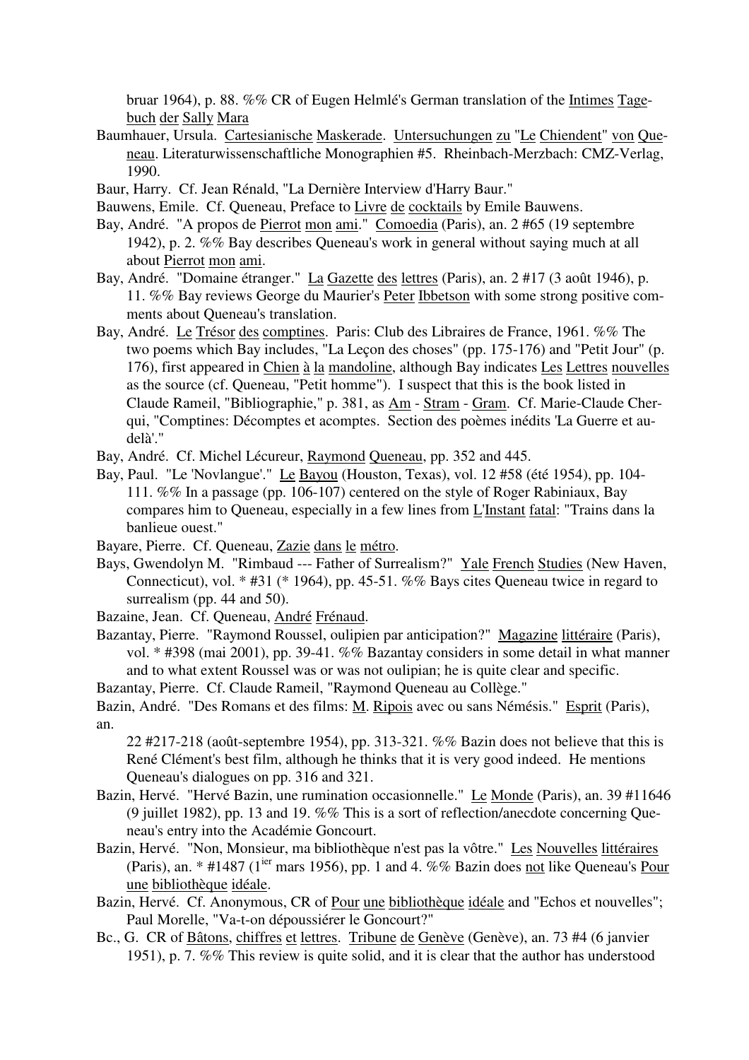bruar 1964), p. 88. %% CR of Eugen Helmlé's German translation of the Intimes Tagebuch der Sally Mara

Baumhauer, Ursula. Cartesianische Maskerade. Untersuchungen zu "Le Chiendent" von Queneau. Literaturwissenschaftliche Monographien #5. Rheinbach-Merzbach: CMZ-Verlag, 1990.

Baur, Harry. Cf. Jean Rénald, "La Dernière Interview d'Harry Baur."

Bauwens, Emile. Cf. Queneau, Preface to Livre de cocktails by Emile Bauwens.

Bay, André. "A propos de Pierrot mon ami." Comoedia (Paris), an. 2 #65 (19 septembre 1942), p. 2. %% Bay describes Queneau's work in general without saying much at all about Pierrot mon ami.

Bay, André. "Domaine étranger." La Gazette des lettres (Paris), an. 2 #17 (3 août 1946), p. 11. %% Bay reviews George du Maurier's Peter Ibbetson with some strong positive comments about Queneau's translation.

Bay, André. Le Trésor des comptines. Paris: Club des Libraires de France, 1961. %% The two poems which Bay includes, "La Leçon des choses" (pp. 175-176) and "Petit Jour" (p. 176), first appeared in Chien à la mandoline, although Bay indicates Les Lettres nouvelles as the source (cf. Queneau, "Petit homme"). I suspect that this is the book listed in Claude Rameil, "Bibliographie," p. 381, as Am - Stram - Gram. Cf. Marie-Claude Cherqui, "Comptines: Décomptes et acomptes. Section des poèmes inédits 'La Guerre et au-delà'."

Bay, André. Cf. Michel Lécureur, Raymond Queneau, pp. 352 and 445.

Bay, Paul. "Le 'Novlangue'." Le Bayou (Houston, Texas), vol. 12 #58 (été 1954), pp. 104-111. %% In a passage (pp. 106-107) centered on the style of Roger Rabiniaux, Bay compares him to Queneau, especially in a few lines from L'Instant fatal: "Trains dans la banlieue ouest."

Bayare, Pierre. Cf. Queneau, Zazie dans le métro.

Bays, Gwendolyn M. "Rimbaud --- Father of Surrealism?" Yale French Studies (New Haven, Connecticut), vol. * #31 (* 1964), pp. 45-51. %% Bays cites Queneau twice in regard to surrealism (pp. 44 and 50).

Bazaine, Jean. Cf. Queneau, André Frénaud.

Bazantay, Pierre. "Raymond Roussel, oulipien par anticipation?" Magazine littéraire (Paris), vol. * #398 (mai 2001), pp. 39-41. %% Bazantay considers in some detail in what manner and to what extent Roussel was or was not oulipian; he is quite clear and specific.

Bazantay, Pierre. Cf. Claude Rameil, "Raymond Queneau au Collège."

Bazin, André. "Des Romans et des films: M. Ripois avec ou sans Némésis." Esprit (Paris), an. 22 #217-218 (août-septembre 1954), pp. 313-321. %% Bazin does not believe that this is René Clément's best film, although he thinks that it is very good indeed. He mentions Queneau's dialogues on pp. 316 and 321.

Bazin, Hervé. "Hervé Bazin, une rumination occasionnelle." Le Monde (Paris), an. 39 #11646 (9 juillet 1982), pp. 13 and 19. %% This is a sort of reflection/anecdote concerning Queneau's entry into the Académie Goncourt.

Bazin, Hervé. "Non, Monsieur, ma bibliothèque n'est pas la vôtre." Les Nouvelles littéraires (Paris), an. * #1487 (1ier mars 1956), pp. 1 and 4. %% Bazin does not like Queneau's Pour une bibliothèque idéale.

Bazin, Hervé. Cf. Anonymous, CR of Pour une bibliothèque idéale and "Echos et nouvelles"; Paul Morelle, "Va-t-on dépoussiérer le Goncourt?"

Bc., G. CR of Bâtons, chiffres et lettres. Tribune de Genève (Genève), an. 73 #4 (6 janvier 1951), p. 7. %% This review is quite solid, and it is clear that the author has understood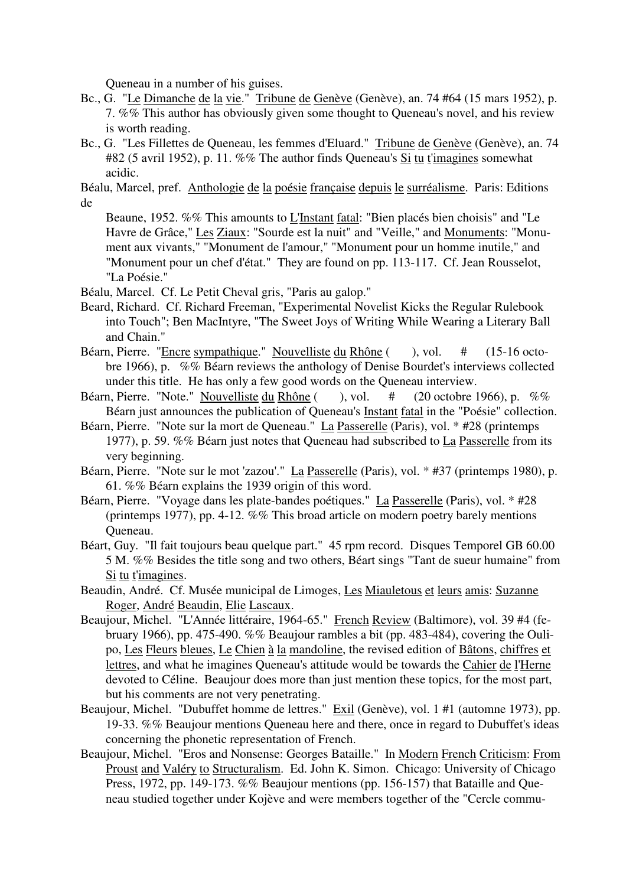Queneau in a number of his guises.

Bc., G. "Le Dimanche de la vie." Tribune de Genève (Genève), an. 74 #64 (15 mars 1952), p. 7. %% This author has obviously given some thought to Queneau's novel, and his review is worth reading.

Bc., G. "Les Fillettes de Queneau, les femmes d'Eluard." Tribune de Genève (Genève), an. 74 #82 (5 avril 1952), p. 11. %% The author finds Queneau's Si tu t'imagines somewhat acidic.

Béalu, Marcel, pref. Anthologie de la poésie française depuis le surréalisme. Paris: Editions de Beaune, 1952. %% This amounts to L'Instant fatal: "Bien placés bien choisis" and "Le Havre de Grâce," Les Ziaux: "Sourde est la nuit" and "Veille," and Monuments: "Monument aux vivants," "Monument de l'amour," "Monument pour un homme inutile," and "Monument pour un chef d'état." They are found on pp. 113-117. Cf. Jean Rousselot, "La Poésie."

Béalu, Marcel. Cf. Le Petit Cheval gris, "Paris au galop."

Beard, Richard. Cf. Richard Freeman, "Experimental Novelist Kicks the Regular Rulebook into Touch"; Ben MacIntyre, "The Sweet Joys of Writing While Wearing a Literary Ball and Chain."

Béarn, Pierre. "Encre sympathique." Nouvelliste du Rhône ( ), vol. # (15-16 octobre 1966), p. %% Béarn reviews the anthology of Denise Bourdet's interviews collected under this title. He has only a few good words on the Queneau interview.

Béarn, Pierre. "Note." Nouvelliste du Rhône ( ), vol. # (20 octobre 1966), p. %% Béarn just announces the publication of Queneau's Instant fatal in the "Poésie" collection.

Béarn, Pierre. "Note sur la mort de Queneau." La Passerelle (Paris), vol. * #28 (printemps 1977), p. 59. %% Béarn just notes that Queneau had subscribed to La Passerelle from its very beginning.

Béarn, Pierre. "Note sur le mot 'zazou'." La Passerelle (Paris), vol. * #37 (printemps 1980), p. 61. %% Béarn explains the 1939 origin of this word.

Béarn, Pierre. "Voyage dans les plate-bandes poétiques." La Passerelle (Paris), vol. * #28 (printemps 1977), pp. 4-12. %% This broad article on modern poetry barely mentions Queneau.

Béart, Guy. "Il fait toujours beau quelque part." 45 rpm record. Disques Temporel GB 60.00 5 M. %% Besides the title song and two others, Béart sings "Tant de sueur humaine" from Si tu t'imagines.

Beaudin, André. Cf. Musée municipal de Limoges, Les Miauletous et leurs amis: Suzanne Roger, André Beaudin, Elie Lascaux.

Beaujour, Michel. "L'Année littéraire, 1964-65." French Review (Baltimore), vol. 39 #4 (february 1966), pp. 475-490. %% Beaujour rambles a bit (pp. 483-484), covering the Oulipo, Les Fleurs bleues, Le Chien à la mandoline, the revised edition of Bâtons, chiffres et lettres, and what he imagines Queneau's attitude would be towards the Cahier de l'Herne devoted to Céline. Beaujour does more than just mention these topics, for the most part, but his comments are not very penetrating.

Beaujour, Michel. "Dubuffet homme de lettres." Exil (Genève), vol. 1 #1 (automne 1973), pp. 19-33. %% Beaujour mentions Queneau here and there, once in regard to Dubuffet's ideas concerning the phonetic representation of French.

Beaujour, Michel. "Eros and Nonsense: Georges Bataille." In Modern French Criticism: From Proust and Valéry to Structuralism. Ed. John K. Simon. Chicago: University of Chicago Press, 1972, pp. 149-173. %% Beaujour mentions (pp. 156-157) that Bataille and Queneau studied together under Kojève and were members together of the "Cercle commu-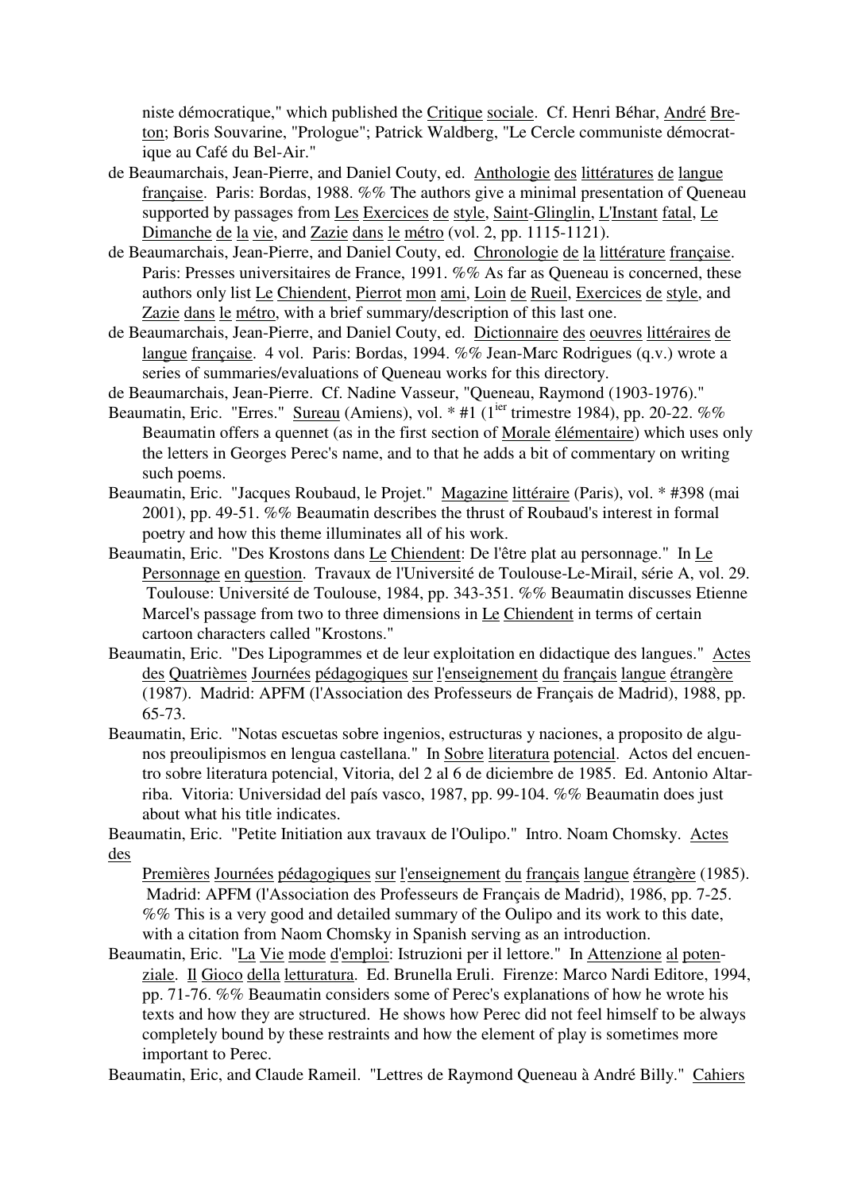niste démocratique," which published the Critique sociale. Cf. Henri Béhar, André Breton; Boris Souvarine, "Prologue"; Patrick Waldberg, "Le Cercle communiste démocratique au Café du Bel-Air."

de Beaumarchais, Jean-Pierre, and Daniel Couty, ed. Anthologie des littératures de langue française. Paris: Bordas, 1988. %% The authors give a minimal presentation of Queneau supported by passages from Les Exercices de style, Saint-Glinglin, L'Instant fatal, Le Dimanche de la vie, and Zazie dans le métro (vol. 2, pp. 1115-1121).

de Beaumarchais, Jean-Pierre, and Daniel Couty, ed. Chronologie de la littérature française. Paris: Presses universitaires de France, 1991. %% As far as Queneau is concerned, these authors only list Le Chiendent, Pierrot mon ami, Loin de Rueil, Exercices de style, and Zazie dans le métro, with a brief summary/description of this last one.

de Beaumarchais, Jean-Pierre, and Daniel Couty, ed. Dictionnaire des oeuvres littéraires de langue française. 4 vol. Paris: Bordas, 1994. %% Jean-Marc Rodrigues (q.v.) wrote a series of summaries/evaluations of Queneau works for this directory.

de Beaumarchais, Jean-Pierre. Cf. Nadine Vasseur, "Queneau, Raymond (1903-1976)."

Beaumatin, Eric. "Erres." Sureau (Amiens), vol. * #1 (1ier trimestre 1984), pp. 20-22. %% Beaumatin offers a quennet (as in the first section of Morale élémentaire) which uses only the letters in Georges Perec's name, and to that he adds a bit of commentary on writing such poems.

Beaumatin, Eric. "Jacques Roubaud, le Projet." Magazine littéraire (Paris), vol. * #398 (mai 2001), pp. 49-51. %% Beaumatin describes the thrust of Roubaud's interest in formal poetry and how this theme illuminates all of his work.

Beaumatin, Eric. "Des Krostons dans Le Chiendent: De l'être plat au personnage." In Le Personnage en question. Travaux de l'Université de Toulouse-Le-Mirail, série A, vol. 29. Toulouse: Université de Toulouse, 1984, pp. 343-351. %% Beaumatin discusses Etienne Marcel's passage from two to three dimensions in Le Chiendent in terms of certain cartoon characters called "Krostons."

Beaumatin, Eric. "Des Lipogrammes et de leur exploitation en didactique des langues." Actes des Quatrièmes Journées pédagogiques sur l'enseignement du français langue étrangère (1987). Madrid: APFM (l'Association des Professeurs de Français de Madrid), 1988, pp. 65-73.

Beaumatin, Eric. "Notas escuetas sobre ingenios, estructuras y naciones, a proposito de algunos preoulipismos en lengua castellana." In Sobre literatura potencial. Actos del encuentro sobre literatura potencial, Vitoria, del 2 al 6 de diciembre de 1985. Ed. Antonio Altarriba. Vitoria: Universidad del país vasco, 1987, pp. 99-104. %% Beaumatin does just about what his title indicates.

Beaumatin, Eric. "Petite Initiation aux travaux de l'Oulipo." Intro. Noam Chomsky. Actes des Premières Journées pédagogiques sur l'enseignement du français langue étrangère (1985). Madrid: APFM (l'Association des Professeurs de Français de Madrid), 1986, pp. 7-25. %% This is a very good and detailed summary of the Oulipo and its work to this date, with a citation from Naom Chomsky in Spanish serving as an introduction.

Beaumatin, Eric. "La Vie mode d'emploi: Istruzioni per il lettore." In Attenzione al potenziale. Il Gioco della letturatura. Ed. Brunella Eruli. Firenze: Marco Nardi Editore, 1994, pp. 71-76. %% Beaumatin considers some of Perec's explanations of how he wrote his texts and how they are structured. He shows how Perec did not feel himself to be always completely bound by these restraints and how the element of play is sometimes more important to Perec.

Beaumatin, Eric, and Claude Rameil. "Lettres de Raymond Queneau à André Billy." Cahiers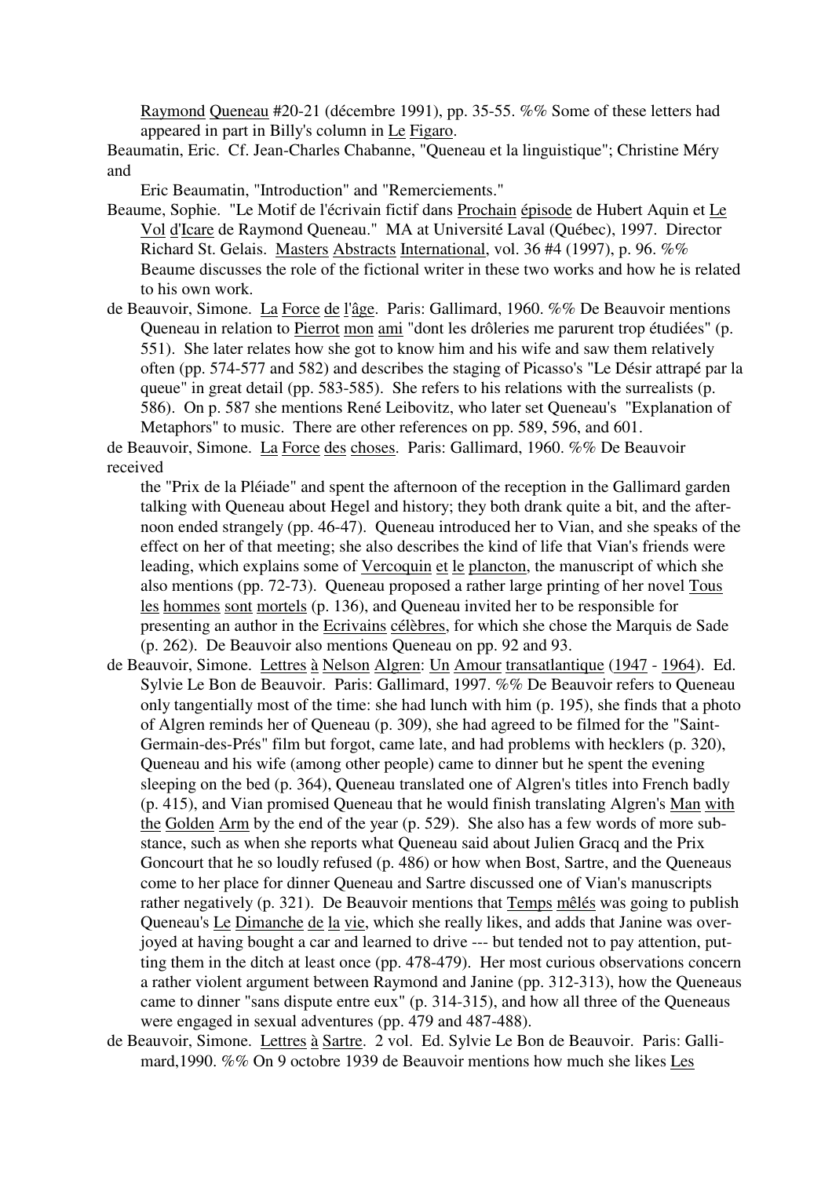Raymond Queneau #20-21 (décembre 1991), pp. 35-55. %% Some of these letters had appeared in part in Billy's column in Le Figaro.

Beaumatin, Eric. Cf. Jean-Charles Chabanne, "Queneau et la linguistique"; Christine Méry and Eric Beaumatin, "Introduction" and "Remerciements."

Beaume, Sophie. "Le Motif de l'écrivain fictif dans Prochain épisode de Hubert Aquin et Le Vol d'Icare de Raymond Queneau." MA at Université Laval (Québec), 1997. Director Richard St. Gelais. Masters Abstracts International, vol. 36 #4 (1997), p. 96. %% Beaume discusses the role of the fictional writer in these two works and how he is related to his own work.

de Beauvoir, Simone. La Force de l'âge. Paris: Gallimard, 1960. %% De Beauvoir mentions Queneau in relation to Pierrot mon ami "dont les drôleries me parurent trop étudiées" (p. 551). She later relates how she got to know him and his wife and saw them relatively often (pp. 574-577 and 582) and describes the staging of Picasso's "Le Désir attrapé par la queue" in great detail (pp. 583-585). She refers to his relations with the surrealists (p. 586). On p. 587 she mentions René Leibovitz, who later set Queneau's "Explanation of Metaphors" to music. There are other references on pp. 589, 596, and 601.

de Beauvoir, Simone. La Force des choses. Paris: Gallimard, 1960. %% De Beauvoir received the "Prix de la Pléiade" and spent the afternoon of the reception in the Gallimard garden talking with Queneau about Hegel and history; they both drank quite a bit, and the afternoon ended strangely (pp. 46-47). Queneau introduced her to Vian, and she speaks of the effect on her of that meeting; she also describes the kind of life that Vian's friends were leading, which explains some of Vercoquin et le plancton, the manuscript of which she also mentions (pp. 72-73). Queneau proposed a rather large printing of her novel Tous les hommes sont mortels (p. 136), and Queneau invited her to be responsible for presenting an author in the Ecrivains célèbres, for which she chose the Marquis de Sade (p. 262). De Beauvoir also mentions Queneau on pp. 92 and 93.

de Beauvoir, Simone. Lettres à Nelson Algren: Un Amour transatlantique (1947 - 1964). Ed. Sylvie Le Bon de Beauvoir. Paris: Gallimard, 1997. %% De Beauvoir refers to Queneau only tangentially most of the time: she had lunch with him (p. 195), she finds that a photo of Algren reminds her of Queneau (p. 309), she had agreed to be filmed for the "Saint-Germain-des-Prés" film but forgot, came late, and had problems with hecklers (p. 320), Queneau and his wife (among other people) came to dinner but he spent the evening sleeping on the bed (p. 364), Queneau translated one of Algren's titles into French badly (p. 415), and Vian promised Queneau that he would finish translating Algren's Man with the Golden Arm by the end of the year (p. 529). She also has a few words of more substance, such as when she reports what Queneau said about Julien Gracq and the Prix Goncourt that he so loudly refused (p. 486) or how when Bost, Sartre, and the Queneaus come to her place for dinner Queneau and Sartre discussed one of Vian's manuscripts rather negatively (p. 321). De Beauvoir mentions that Temps mêlés was going to publish Queneau's Le Dimanche de la vie, which she really likes, and adds that Janine was overjoyed at having bought a car and learned to drive --- but tended not to pay attention, putting them in the ditch at least once (pp. 478-479). Her most curious observations concern a rather violent argument between Raymond and Janine (pp. 312-313), how the Queneaus came to dinner "sans dispute entre eux" (p. 314-315), and how all three of the Queneaus were engaged in sexual adventures (pp. 479 and 487-488).

de Beauvoir, Simone. Lettres à Sartre. 2 vol. Ed. Sylvie Le Bon de Beauvoir. Paris: Gallimard,1990. %% On 9 octobre 1939 de Beauvoir mentions how much she likes Les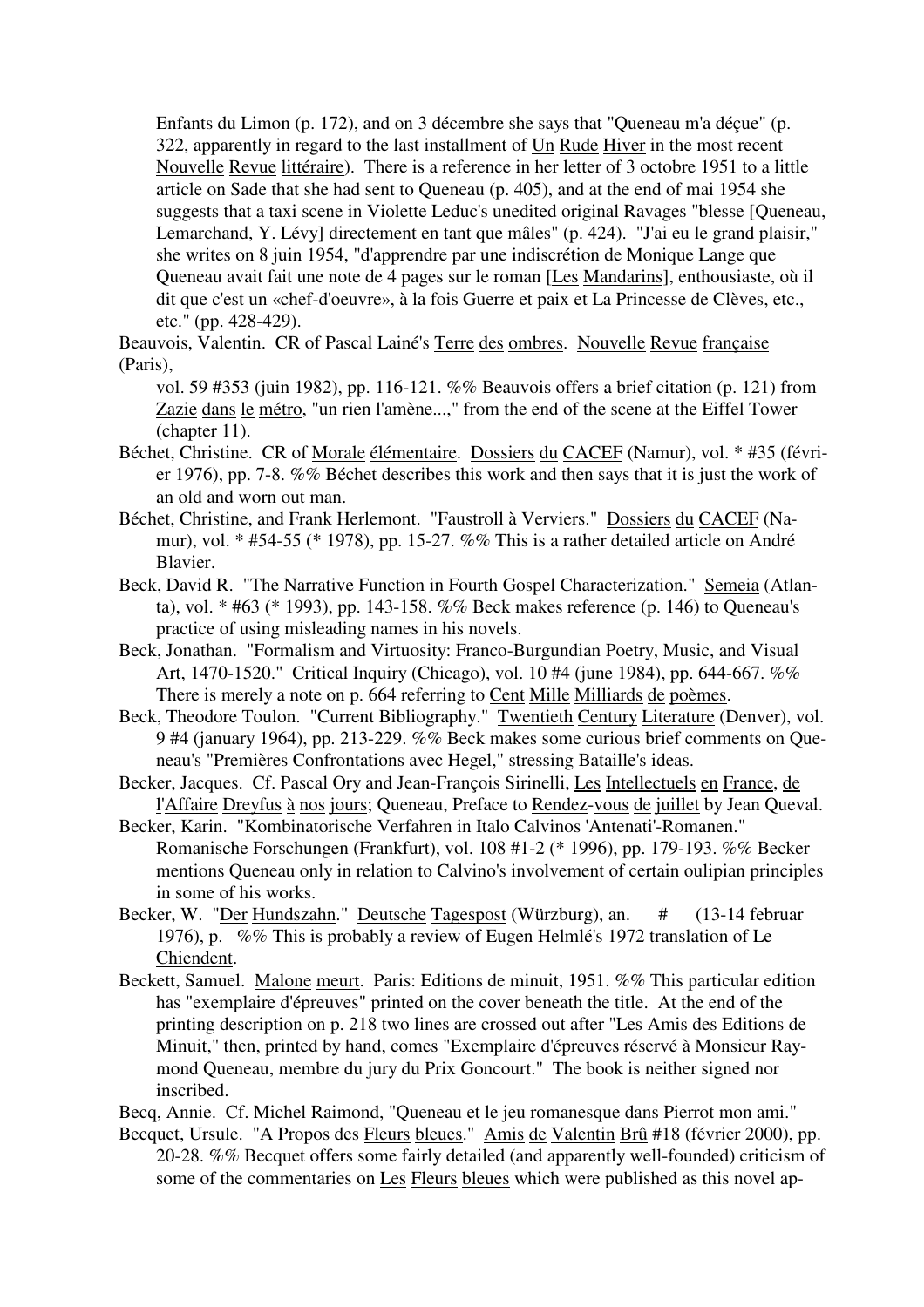Enfants du Limon (p. 172), and on 3 décembre she says that "Queneau m'a déçue" (p. 322, apparently in regard to the last installment of Un Rude Hiver in the most recent Nouvelle Revue littéraire). There is a reference in her letter of 3 octobre 1951 to a little article on Sade that she had sent to Queneau (p. 405), and at the end of mai 1954 she suggests that a taxi scene in Violette Leduc's unedited original Ravages "blesse [Queneau, Lemarchand, Y. Lévy] directement en tant que mâles" (p. 424). "J'ai eu le grand plaisir," she writes on 8 juin 1954, "d'apprendre par une indiscrétion de Monique Lange que Queneau avait fait une note de 4 pages sur le roman [Les Mandarins], enthousiaste, où il dit que c'est un «chef-d'oeuvre», à la fois Guerre et paix et La Princesse de Clèves, etc., etc." (pp. 428-429).

Beauvois, Valentin. CR of Pascal Lainé's Terre des ombres. Nouvelle Revue française (Paris), vol. 59 #353 (juin 1982), pp. 116-121. %% Beauvois offers a brief citation (p. 121) from Zazie dans le métro, "un rien l'amène...," from the end of the scene at the Eiffel Tower (chapter 11).

Béchet, Christine. CR of Morale élémentaire. Dossiers du CACEF (Namur), vol. * #35 (février 1976), pp. 7-8. %% Béchet describes this work and then says that it is just the work of an old and worn out man.

Béchet, Christine, and Frank Herlemont. "Faustroll à Verviers." Dossiers du CACEF (Namur), vol. * #54-55 (* 1978), pp. 15-27. %% This is a rather detailed article on André Blavier.

Beck, David R. "The Narrative Function in Fourth Gospel Characterization." Semeia (Atlanta), vol. * #63 (* 1993), pp. 143-158. %% Beck makes reference (p. 146) to Queneau's practice of using misleading names in his novels.

Beck, Jonathan. "Formalism and Virtuosity: Franco-Burgundian Poetry, Music, and Visual Art, 1470-1520." Critical Inquiry (Chicago), vol. 10 #4 (june 1984), pp. 644-667. %% There is merely a note on p. 664 referring to Cent Mille Milliards de poèmes.

Beck, Theodore Toulon. "Current Bibliography." Twentieth Century Literature (Denver), vol. 9 #4 (january 1964), pp. 213-229. %% Beck makes some curious brief comments on Queneau's "Premières Confrontations avec Hegel," stressing Bataille's ideas.

Becker, Jacques. Cf. Pascal Ory and Jean-François Sirinelli, Les Intellectuels en France, de l'Affaire Dreyfus à nos jours; Queneau, Preface to Rendez-vous de juillet by Jean Queval.

Becker, Karin. "Kombinatorische Verfahren in Italo Calvinos 'Antenati'-Romanen." Romanische Forschungen (Frankfurt), vol. 108 #1-2 (* 1996), pp. 179-193. %% Becker mentions Queneau only in relation to Calvino's involvement of certain oulipian principles in some of his works.

Becker, W. "Der Hundszahn." Deutsche Tagespost (Würzburg), an. # (13-14 februar 1976), p. %% This is probably a review of Eugen Helmlé's 1972 translation of Le Chiendent.

Beckett, Samuel. Malone meurt. Paris: Editions de minuit, 1951. %% This particular edition has "exemplaire d'épreuves" printed on the cover beneath the title. At the end of the printing description on p. 218 two lines are crossed out after "Les Amis des Editions de Minuit," then, printed by hand, comes "Exemplaire d'épreuves réservé à Monsieur Raymond Queneau, membre du jury du Prix Goncourt." The book is neither signed nor inscribed.

Becq, Annie. Cf. Michel Raimond, "Queneau et le jeu romanesque dans Pierrot mon ami."

Becquet, Ursule. "A Propos des Fleurs bleues." Amis de Valentin Brû #18 (février 2000), pp. 20-28. %% Becquet offers some fairly detailed (and apparently well-founded) criticism of some of the commentaries on Les Fleurs bleues which were published as this novel ap-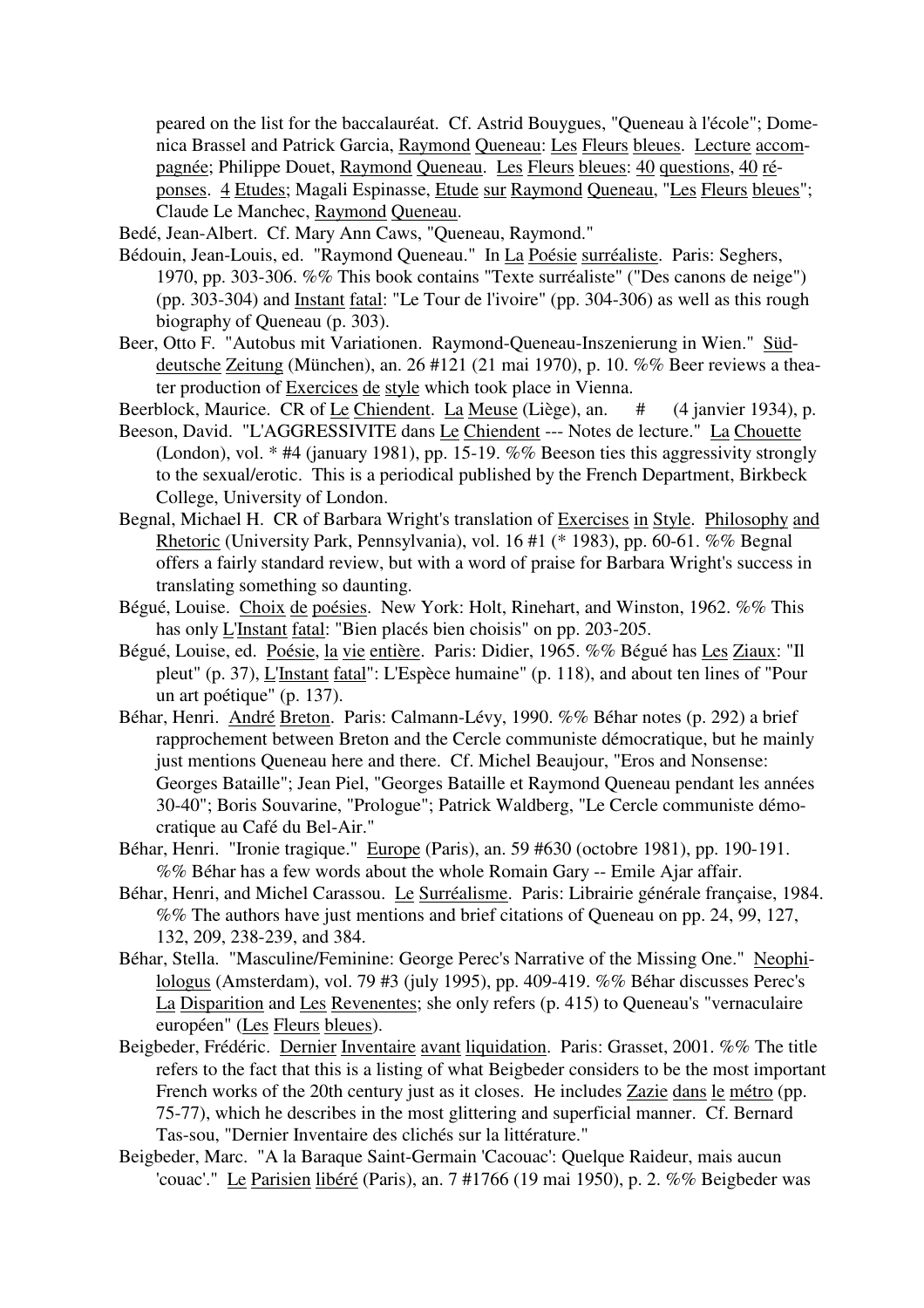peared on the list for the baccalauréat. Cf. Astrid Bouygues, "Queneau à l'école"; Domenica Brassel and Patrick Garcia, Raymond Queneau: Les Fleurs bleues. Lecture accompagnée; Philippe Douet, Raymond Queneau. Les Fleurs bleues: 40 questions, 40 réponses. 4 Etudes; Magali Espinasse, Etude sur Raymond Queneau, "Les Fleurs bleues"; Claude Le Manchec, Raymond Queneau.

Bedé, Jean-Albert. Cf. Mary Ann Caws, "Queneau, Raymond."

Bédouin, Jean-Louis, ed. "Raymond Queneau." In La Poésie surréaliste. Paris: Seghers, 1970, pp. 303-306. %% This book contains "Texte surréaliste" ("Des canons de neige") (pp. 303-304) and Instant fatal: "Le Tour de l'ivoire" (pp. 304-306) as well as this rough biography of Queneau (p. 303).

Beer, Otto F. "Autobus mit Variationen. Raymond-Queneau-Inszenierung in Wien." Süddeutsche Zeitung (München), an. 26 #121 (21 mai 1970), p. 10. %% Beer reviews a theater production of Exercices de style which took place in Vienna.

Beerblock, Maurice. CR of Le Chiendent. La Meuse (Liège), an. # (4 janvier 1934), p.

Beeson, David. "L'AGGRESSIVITE dans Le Chiendent --- Notes de lecture." La Chouette (London), vol. * #4 (january 1981), pp. 15-19. %% Beeson ties this aggressivity strongly to the sexual/erotic. This is a periodical published by the French Department, Birkbeck College, University of London.

Begnal, Michael H. CR of Barbara Wright's translation of Exercises in Style. Philosophy and Rhetoric (University Park, Pennsylvania), vol. 16 #1 (* 1983), pp. 60-61. %% Begnal offers a fairly standard review, but with a word of praise for Barbara Wright's success in translating something so daunting.

Bégué, Louise. Choix de poésies. New York: Holt, Rinehart, and Winston, 1962. %% This has only L'Instant fatal: "Bien placés bien choisis" on pp. 203-205.

Bégué, Louise, ed. Poésie, la vie entière. Paris: Didier, 1965. %% Bégué has Les Ziaux: "Il pleut" (p. 37), L'Instant fatal": L'Espèce humaine" (p. 118), and about ten lines of "Pour un art poétique" (p. 137).

Béhar, Henri. André Breton. Paris: Calmann-Lévy, 1990. %% Béhar notes (p. 292) a brief rapprochement between Breton and the Cercle communiste démocratique, but he mainly just mentions Queneau here and there. Cf. Michel Beaujour, "Eros and Nonsense: Georges Bataille"; Jean Piel, "Georges Bataille et Raymond Queneau pendant les années 30-40"; Boris Souvarine, "Prologue"; Patrick Waldberg, "Le Cercle communiste démocratique au Café du Bel-Air."

Béhar, Henri. "Ironie tragique." Europe (Paris), an. 59 #630 (octobre 1981), pp. 190-191. %% Béhar has a few words about the whole Romain Gary -- Emile Ajar affair.

Béhar, Henri, and Michel Carassou. Le Surréalisme. Paris: Librairie générale française, 1984. %% The authors have just mentions and brief citations of Queneau on pp. 24, 99, 127, 132, 209, 238-239, and 384.

Béhar, Stella. "Masculine/Feminine: George Perec's Narrative of the Missing One." Neophilologus (Amsterdam), vol. 79 #3 (july 1995), pp. 409-419. %% Béhar discusses Perec's La Disparition and Les Revenentes; she only refers (p. 415) to Queneau's "vernaculaire européen" (Les Fleurs bleues).

Beigbeder, Frédéric. Dernier Inventaire avant liquidation. Paris: Grasset, 2001. %% The title refers to the fact that this is a listing of what Beigbeder considers to be the most important French works of the 20th century just as it closes. He includes Zazie dans le métro (pp. 75-77), which he describes in the most glittering and superficial manner. Cf. Bernard Tas-sou, "Dernier Inventaire des clichés sur la littérature."

Beigbeder, Marc. "A la Baraque Saint-Germain 'Cacouac': Quelque Raideur, mais aucun 'couac'." Le Parisien libéré (Paris), an. 7 #1766 (19 mai 1950), p. 2. %% Beigbeder was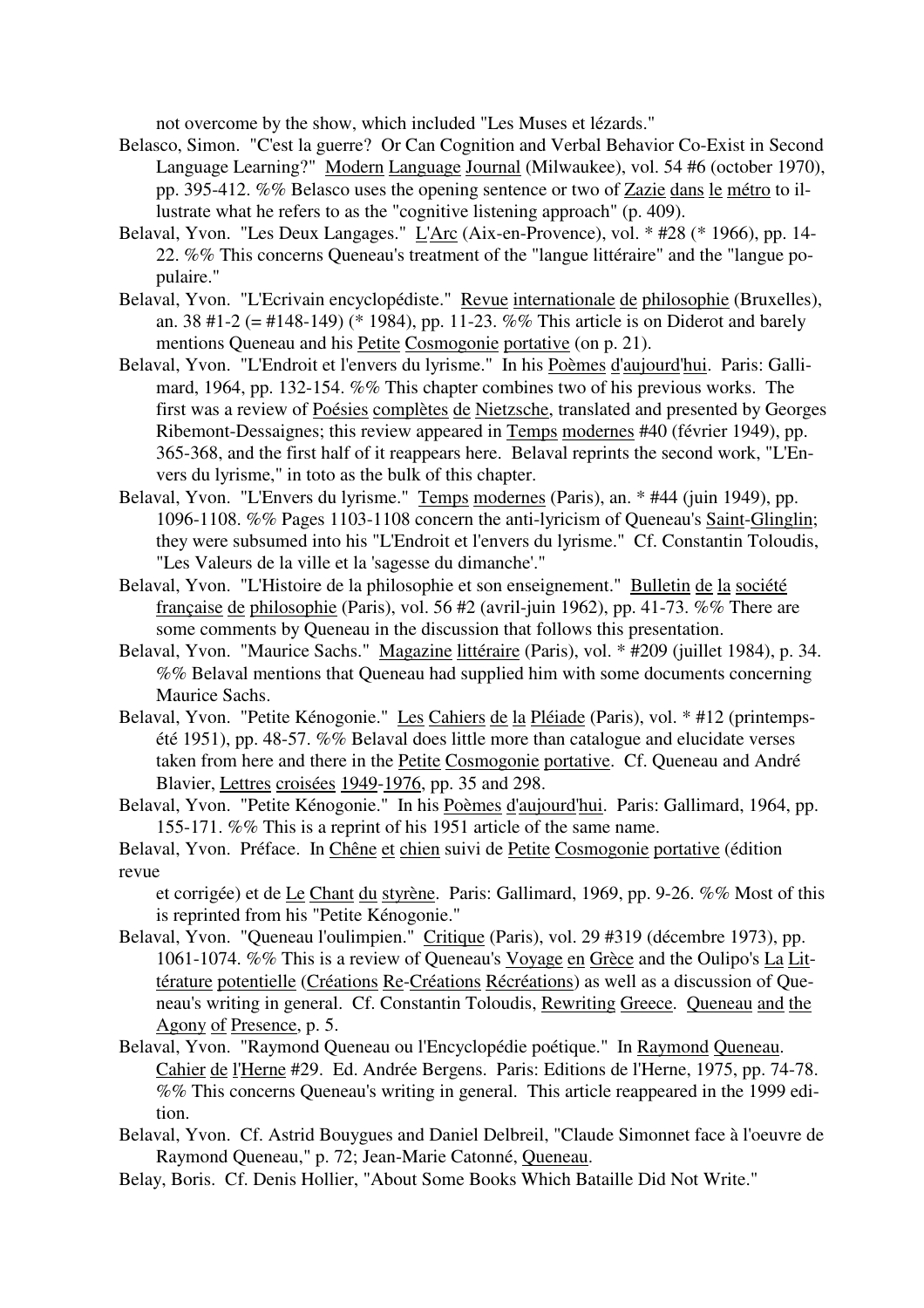not overcome by the show, which included "Les Muses et lézards."

Belasco, Simon. "C'est la guerre? Or Can Cognition and Verbal Behavior Co-Exist in Second Language Learning?" Modern Language Journal (Milwaukee), vol. 54 #6 (october 1970), pp. 395-412. %% Belasco uses the opening sentence or two of Zazie dans le métro to illustrate what he refers to as the "cognitive listening approach" (p. 409).

Belaval, Yvon. "Les Deux Langages." L'Arc (Aix-en-Provence), vol. * #28 (* 1966), pp. 14-22. %% This concerns Queneau's treatment of the "langue littéraire" and the "langue populaire."

Belaval, Yvon. "L'Ecrivain encyclopédiste." Revue internationale de philosophie (Bruxelles), an. 38 #1-2 (= #148-149) (* 1984), pp. 11-23. %% This article is on Diderot and barely mentions Queneau and his Petite Cosmogonie portative (on p. 21).

Belaval, Yvon. "L'Endroit et l'envers du lyrisme." In his Poèmes d'aujourd'hui. Paris: Gallimard, 1964, pp. 132-154. %% This chapter combines two of his previous works. The first was a review of Poésies complètes de Nietzsche, translated and presented by Georges Ribemont-Dessaignes; this review appeared in Temps modernes #40 (février 1949), pp. 365-368, and the first half of it reappears here. Belaval reprints the second work, "L'Envers du lyrisme," in toto as the bulk of this chapter.

Belaval, Yvon. "L'Envers du lyrisme." Temps modernes (Paris), an. * #44 (juin 1949), pp. 1096-1108. %% Pages 1103-1108 concern the anti-lyricism of Queneau's Saint-Glinglin; they were subsumed into his "L'Endroit et l'envers du lyrisme." Cf. Constantin Toloudis, "Les Valeurs de la ville et la 'sagesse du dimanche'."

Belaval, Yvon. "L'Histoire de la philosophie et son enseignement." Bulletin de la société française de philosophie (Paris), vol. 56 #2 (avril-juin 1962), pp. 41-73. %% There are some comments by Queneau in the discussion that follows this presentation.

Belaval, Yvon. "Maurice Sachs." Magazine littéraire (Paris), vol. * #209 (juillet 1984), p. 34. %% Belaval mentions that Queneau had supplied him with some documents concerning Maurice Sachs.

Belaval, Yvon. "Petite Kénogonie." Les Cahiers de la Pléiade (Paris), vol. * #12 (printemps-été 1951), pp. 48-57. %% Belaval does little more than catalogue and elucidate verses taken from here and there in the Petite Cosmogonie portative. Cf. Queneau and André Blavier, Lettres croisées 1949-1976, pp. 35 and 298.

Belaval, Yvon. "Petite Kénogonie." In his Poèmes d'aujourd'hui. Paris: Gallimard, 1964, pp. 155-171. %% This is a reprint of his 1951 article of the same name.

Belaval, Yvon. Préface. In Chêne et chien suivi de Petite Cosmogonie portative (édition revue et corrigée) et de Le Chant du styrène. Paris: Gallimard, 1969, pp. 9-26. %% Most of this is reprinted from his "Petite Kénogonie."

Belaval, Yvon. "Queneau l'oulimpien." Critique (Paris), vol. 29 #319 (décembre 1973), pp. 1061-1074. %% This is a review of Queneau's Voyage en Grèce and the Oulipo's La Littérature potentielle (Créations Re-Créations Récréations) as well as a discussion of Queneau's writing in general. Cf. Constantin Toloudis, Rewriting Greece. Queneau and the Agony of Presence, p. 5.

Belaval, Yvon. "Raymond Queneau ou l'Encyclopédie poétique." In Raymond Queneau. Cahier de l'Herne #29. Ed. Andrée Bergens. Paris: Editions de l'Herne, 1975, pp. 74-78. %% This concerns Queneau's writing in general. This article reappeared in the 1999 edition.

Belaval, Yvon. Cf. Astrid Bouygues and Daniel Delbreil, "Claude Simonnet face à l'oeuvre de Raymond Queneau," p. 72; Jean-Marie Catonné, Queneau.

Belay, Boris. Cf. Denis Hollier, "About Some Books Which Bataille Did Not Write."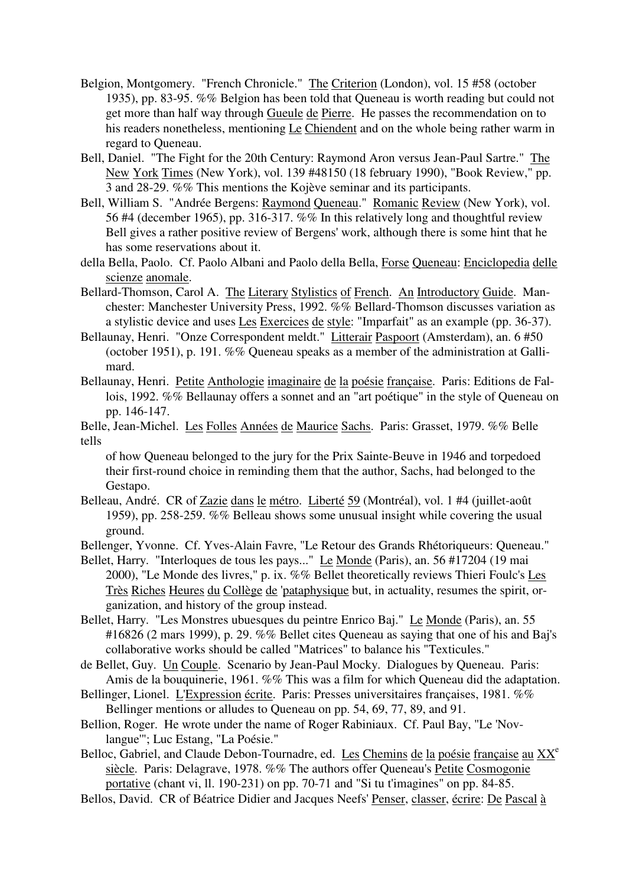Belgion, Montgomery. "French Chronicle." The Criterion (London), vol. 15 #58 (october 1935), pp. 83-95. %% Belgion has been told that Queneau is worth reading but could not get more than half way through Gueule de Pierre. He passes the recommendation on to his readers nonetheless, mentioning Le Chiendent and on the whole being rather warm in regard to Queneau.

Bell, Daniel. "The Fight for the 20th Century: Raymond Aron versus Jean-Paul Sartre." The New York Times (New York), vol. 139 #48150 (18 february 1990), "Book Review," pp. 3 and 28-29. %% This mentions the Kojève seminar and its participants.

Bell, William S. "Andrée Bergens: Raymond Queneau." Romanic Review (New York), vol. 56 #4 (december 1965), pp. 316-317. %% In this relatively long and thoughtful review Bell gives a rather positive review of Bergens' work, although there is some hint that he has some reservations about it.

della Bella, Paolo. Cf. Paolo Albani and Paolo della Bella, Forse Queneau: Enciclopedia delle scienze anomale.

Bellard-Thomson, Carol A. The Literary Stylistics of French. An Introductory Guide. Manchester: Manchester University Press, 1992. %% Bellard-Thomson discusses variation as a stylistic device and uses Les Exercices de style: "Imparfait" as an example (pp. 36-37).

Bellaunay, Henri. "Onze Correspondent meldt." Litterair Paspoort (Amsterdam), an. 6 #50 (october 1951), p. 191. %% Queneau speaks as a member of the administration at Gallimard.

Bellaunay, Henri. Petite Anthologie imaginaire de la poésie française. Paris: Editions de Fallois, 1992. %% Bellaunay offers a sonnet and an "art poétique" in the style of Queneau on pp. 146-147.

Belle, Jean-Michel. Les Folles Années de Maurice Sachs. Paris: Grasset, 1979. %% Belle tells of how Queneau belonged to the jury for the Prix Sainte-Beuve in 1946 and torpedoed their first-round choice in reminding them that the author, Sachs, had belonged to the Gestapo.

Belleau, André. CR of Zazie dans le métro. Liberté 59 (Montréal), vol. 1 #4 (juillet-août 1959), pp. 258-259. %% Belleau shows some unusual insight while covering the usual ground.

Bellenger, Yvonne. Cf. Yves-Alain Favre, "Le Retour des Grands Rhétoriqueurs: Queneau."

Bellet, Harry. "Interloques de tous les pays..." Le Monde (Paris), an. 56 #17204 (19 mai 2000), "Le Monde des livres," p. ix. %% Bellet theoretically reviews Thieri Foulc's Les Très Riches Heures du Collège de 'pataphysique but, in actuality, resumes the spirit, organization, and history of the group instead.

Bellet, Harry. "Les Monstres ubuesques du peintre Enrico Baj." Le Monde (Paris), an. 55 #16826 (2 mars 1999), p. 29. %% Bellet cites Queneau as saying that one of his and Baj's collaborative works should be called "Matrices" to balance his "Texticules."

de Bellet, Guy. Un Couple. Scenario by Jean-Paul Mocky. Dialogues by Queneau. Paris: Amis de la bouquinerie, 1961. %% This was a film for which Queneau did the adaptation.

Bellinger, Lionel. L'Expression écrite. Paris: Presses universitaires françaises, 1981. %% Bellinger mentions or alludes to Queneau on pp. 54, 69, 77, 89, and 91.

Bellion, Roger. He wrote under the name of Roger Rabiniaux. Cf. Paul Bay, "Le 'Novlangue'"; Luc Estang, "La Poésie."

Belloc, Gabriel, and Claude Debon-Tournadre, ed. Les Chemins de la poésie française au XX[e] siècle. Paris: Delagrave, 1978. %% The authors offer Queneau's Petite Cosmogonie portative (chant vi, ll. 190-231) on pp. 70-71 and "Si tu t'imagines" on pp. 84-85.

Bellos, David. CR of Béatrice Didier and Jacques Neefs' Penser, classer, écrire: De Pascal à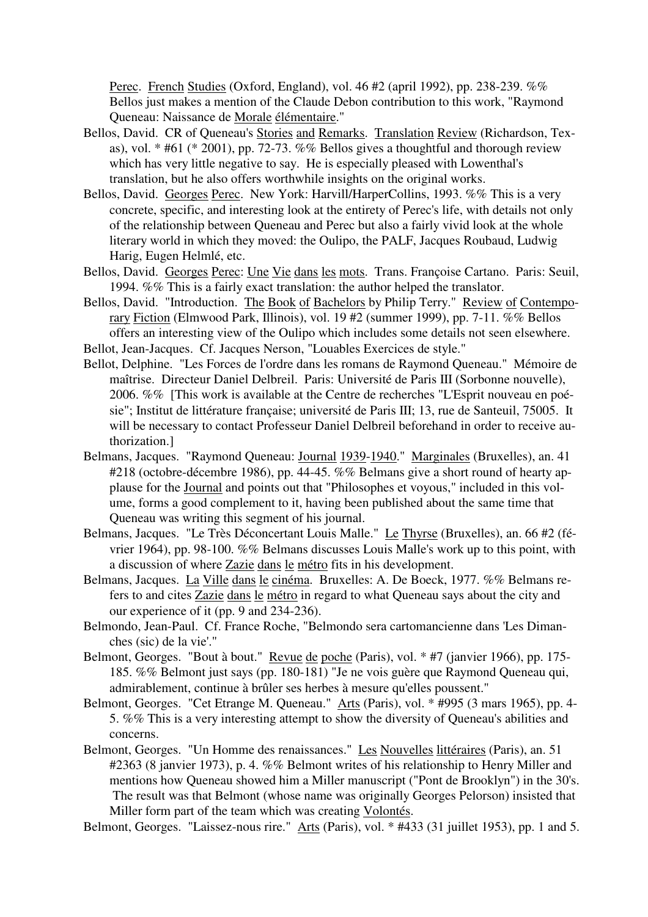Perec. French Studies (Oxford, England), vol. 46 #2 (april 1992), pp. 238-239. %% Bellos just makes a mention of the Claude Debon contribution to this work, "Raymond Queneau: Naissance de Morale élémentaire."

Bellos, David. CR of Queneau's Stories and Remarks. Translation Review (Richardson, Texas), vol. * #61 (* 2001), pp. 72-73. %% Bellos gives a thoughtful and thorough review which has very little negative to say. He is especially pleased with Lowenthal's translation, but he also offers worthwhile insights on the original works.

Bellos, David. Georges Perec. New York: Harvill/HarperCollins, 1993. %% This is a very concrete, specific, and interesting look at the entirety of Perec's life, with details not only of the relationship between Queneau and Perec but also a fairly vivid look at the whole literary world in which they moved: the Oulipo, the PALF, Jacques Roubaud, Ludwig Harig, Eugen Helmlé, etc.

Bellos, David. Georges Perec: Une Vie dans les mots. Trans. Françoise Cartano. Paris: Seuil, 1994. %% This is a fairly exact translation: the author helped the translator.

Bellos, David. "Introduction. The Book of Bachelors by Philip Terry." Review of Contemporary Fiction (Elmwood Park, Illinois), vol. 19 #2 (summer 1999), pp. 7-11. %% Bellos offers an interesting view of the Oulipo which includes some details not seen elsewhere.

Bellot, Jean-Jacques. Cf. Jacques Nerson, "Louables Exercices de style."

Bellot, Delphine. "Les Forces de l'ordre dans les romans de Raymond Queneau." Mémoire de maîtrise. Directeur Daniel Delbreil. Paris: Université de Paris III (Sorbonne nouvelle), 2006. %% [This work is available at the Centre de recherches "L'Esprit nouveau en poésie"; Institut de littérature française; université de Paris III; 13, rue de Santeuil, 75005. It will be necessary to contact Professeur Daniel Delbreil beforehand in order to receive authorization.]

Belmans, Jacques. "Raymond Queneau: Journal 1939-1940." Marginales (Bruxelles), an. 41 #218 (octobre-décembre 1986), pp. 44-45. %% Belmans give a short round of hearty applause for the Journal and points out that "Philosophes et voyous," included in this volume, forms a good complement to it, having been published about the same time that Queneau was writing this segment of his journal.

Belmans, Jacques. "Le Très Déconcertant Louis Malle." Le Thyrse (Bruxelles), an. 66 #2 (février 1964), pp. 98-100. %% Belmans discusses Louis Malle's work up to this point, with a discussion of where Zazie dans le métro fits in his development.

Belmans, Jacques. La Ville dans le cinéma. Bruxelles: A. De Boeck, 1977. %% Belmans refers to and cites Zazie dans le métro in regard to what Queneau says about the city and our experience of it (pp. 9 and 234-236).

Belmondo, Jean-Paul. Cf. France Roche, "Belmondo sera cartomancienne dans 'Les Dimanches (sic) de la vie'."

Belmont, Georges. "Bout à bout." Revue de poche (Paris), vol. * #7 (janvier 1966), pp. 175-185. %% Belmont just says (pp. 180-181) "Je ne vois guère que Raymond Queneau qui, admirablement, continue à brûler ses herbes à mesure qu'elles poussent."

Belmont, Georges. "Cet Etrange M. Queneau." Arts (Paris), vol. * #995 (3 mars 1965), pp. 4-5. %% This is a very interesting attempt to show the diversity of Queneau's abilities and concerns.

Belmont, Georges. "Un Homme des renaissances." Les Nouvelles littéraires (Paris), an. 51 #2363 (8 janvier 1973), p. 4. %% Belmont writes of his relationship to Henry Miller and mentions how Queneau showed him a Miller manuscript ("Pont de Brooklyn") in the 30's. The result was that Belmont (whose name was originally Georges Pelorson) insisted that Miller form part of the team which was creating Volontés.

Belmont, Georges. "Laissez-nous rire." Arts (Paris), vol. * #433 (31 juillet 1953), pp. 1 and 5.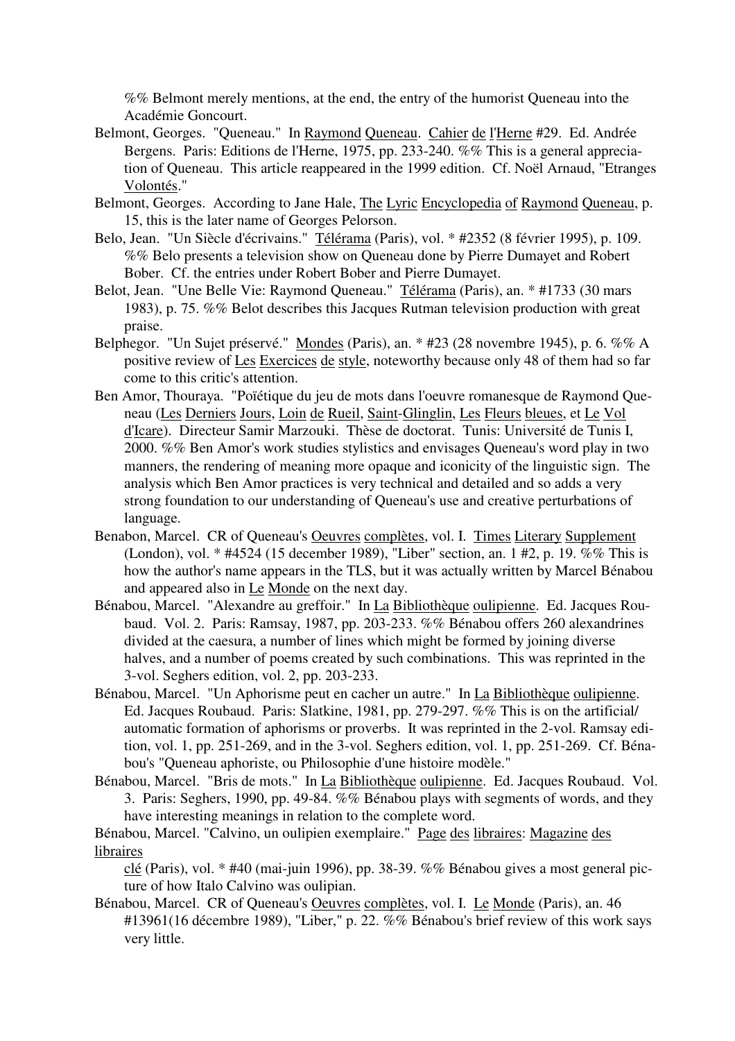%% Belmont merely mentions, at the end, the entry of the humorist Queneau into the Académie Goncourt.

Belmont, Georges. "Queneau." In Raymond Queneau. Cahier de l'Herne #29. Ed. Andrée Bergens. Paris: Editions de l'Herne, 1975, pp. 233-240. %% This is a general appreciation of Queneau. This article reappeared in the 1999 edition. Cf. Noël Arnaud, "Etranges Volontés."

Belmont, Georges. According to Jane Hale, The Lyric Encyclopedia of Raymond Queneau, p. 15, this is the later name of Georges Pelorson.

Belo, Jean. "Un Siècle d'écrivains." Télérama (Paris), vol. * #2352 (8 février 1995), p. 109. %% Belo presents a television show on Queneau done by Pierre Dumayet and Robert Bober. Cf. the entries under Robert Bober and Pierre Dumayet.

Belot, Jean. "Une Belle Vie: Raymond Queneau." Télérama (Paris), an. * #1733 (30 mars 1983), p. 75. %% Belot describes this Jacques Rutman television production with great praise.

Belphegor. "Un Sujet préservé." Mondes (Paris), an. * #23 (28 novembre 1945), p. 6. %% A positive review of Les Exercices de style, noteworthy because only 48 of them had so far come to this critic's attention.

Ben Amor, Thouraya. "Poïétique du jeu de mots dans l'oeuvre romanesque de Raymond Queneau (Les Derniers Jours, Loin de Rueil, Saint-Glinglin, Les Fleurs bleues, et Le Vol d'Icare). Directeur Samir Marzouki. Thèse de doctorat. Tunis: Université de Tunis I, 2000. %% Ben Amor's work studies stylistics and envisages Queneau's word play in two manners, the rendering of meaning more opaque and iconicity of the linguistic sign. The analysis which Ben Amor practices is very technical and detailed and so adds a very strong foundation to our understanding of Queneau's use and creative perturbations of language.

Benabon, Marcel. CR of Queneau's Oeuvres complètes, vol. I. Times Literary Supplement (London), vol. * #4524 (15 december 1989), "Liber" section, an. 1 #2, p. 19. %% This is how the author's name appears in the TLS, but it was actually written by Marcel Bénabou and appeared also in Le Monde on the next day.

Bénabou, Marcel. "Alexandre au greffoir." In La Bibliothèque oulipienne. Ed. Jacques Roubaud. Vol. 2. Paris: Ramsay, 1987, pp. 203-233. %% Bénabou offers 260 alexandrines divided at the caesura, a number of lines which might be formed by joining diverse halves, and a number of poems created by such combinations. This was reprinted in the 3-vol. Seghers edition, vol. 2, pp. 203-233.

Bénabou, Marcel. "Un Aphorisme peut en cacher un autre." In La Bibliothèque oulipienne. Ed. Jacques Roubaud. Paris: Slatkine, 1981, pp. 279-297. %% This is on the artificial/ automatic formation of aphorisms or proverbs. It was reprinted in the 2-vol. Ramsay edition, vol. 1, pp. 251-269, and in the 3-vol. Seghers edition, vol. 1, pp. 251-269. Cf. Bénabou's "Queneau aphoriste, ou Philosophie d'une histoire modèle."

Bénabou, Marcel. "Bris de mots." In La Bibliothèque oulipienne. Ed. Jacques Roubaud. Vol. 3. Paris: Seghers, 1990, pp. 49-84. %% Bénabou plays with segments of words, and they have interesting meanings in relation to the complete word.

Bénabou, Marcel. "Calvino, un oulipien exemplaire." Page des libraires: Magazine des libraires clé (Paris), vol. * #40 (mai-juin 1996), pp. 38-39. %% Bénabou gives a most general picture of how Italo Calvino was oulipian.

Bénabou, Marcel. CR of Queneau's Oeuvres complètes, vol. I. Le Monde (Paris), an. 46 #13961(16 décembre 1989), "Liber," p. 22. %% Bénabou's brief review of this work says very little.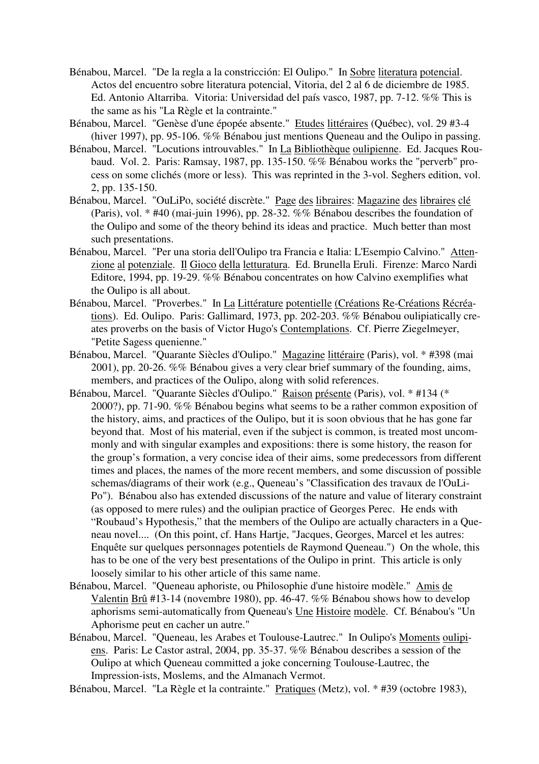Bénabou, Marcel. "De la regla a la constricción: El Oulipo." In Sobre literatura potencial. Actos del encuentro sobre literatura potencial, Vitoria, del 2 al 6 de diciembre de 1985. Ed. Antonio Altarriba. Vitoria: Universidad del país vasco, 1987, pp. 7-12. %% This is the same as his "La Règle et la contrainte."

Bénabou, Marcel. "Genèse d'une épopée absente." Etudes littéraires (Québec), vol. 29 #3-4 (hiver 1997), pp. 95-106. %% Bénabou just mentions Queneau and the Oulipo in passing.

Bénabou, Marcel. "Locutions introuvables." In La Bibliothèque oulipienne. Ed. Jacques Roubaud. Vol. 2. Paris: Ramsay, 1987, pp. 135-150. %% Bénabou works the "perverb" process on some clichés (more or less). This was reprinted in the 3-vol. Seghers edition, vol. 2, pp. 135-150.

Bénabou, Marcel. "OuLiPo, société discrète." Page des libraires: Magazine des libraires clé (Paris), vol. * #40 (mai-juin 1996), pp. 28-32. %% Bénabou describes the foundation of the Oulipo and some of the theory behind its ideas and practice. Much better than most such presentations.

Bénabou, Marcel. "Per una storia dell'Oulipo tra Francia e Italia: L'Esempio Calvino." Attenzione al potenziale. Il Gioco della letturatura. Ed. Brunella Eruli. Firenze: Marco Nardi Editore, 1994, pp. 19-29. %% Bénabou concentrates on how Calvino exemplifies what the Oulipo is all about.

Bénabou, Marcel. "Proverbes." In La Littérature potentielle (Créations Re-Créations Récréations). Ed. Oulipo. Paris: Gallimard, 1973, pp. 202-203. %% Bénabou oulipiatically creates proverbs on the basis of Victor Hugo's Contemplations. Cf. Pierre Ziegelmeyer, "Petite Sagess quenienne."

Bénabou, Marcel. "Quarante Siècles d'Oulipo." Magazine littéraire (Paris), vol. * #398 (mai 2001), pp. 20-26. %% Bénabou gives a very clear brief summary of the founding, aims, members, and practices of the Oulipo, along with solid references.

Bénabou, Marcel. "Quarante Siècles d'Oulipo." Raison présente (Paris), vol. * #134 (* 2000?), pp. 71-90. %% Bénabou begins what seems to be a rather common exposition of the history, aims, and practices of the Oulipo, but it is soon obvious that he has gone far beyond that. Most of his material, even if the subject is common, is treated most uncommonly and with singular examples and expositions: there is some history, the reason for the group's formation, a very concise idea of their aims, some predecessors from different times and places, the names of the more recent members, and some discussion of possible schemas/diagrams of their work (e.g., Queneau's "Classification des travaux de l'OuLiPo"). Bénabou also has extended discussions of the nature and value of literary constraint (as opposed to mere rules) and the oulipian practice of Georges Perec. He ends with "Roubaud's Hypothesis," that the members of the Oulipo are actually characters in a Queneau novel.... (On this point, cf. Hans Hartje, "Jacques, Georges, Marcel et les autres: Enquête sur quelques personnages potentiels de Raymond Queneau.") On the whole, this has to be one of the very best presentations of the Oulipo in print. This article is only loosely similar to his other article of this same name.

Bénabou, Marcel. "Queneau aphoriste, ou Philosophie d'une histoire modèle." Amis de Valentin Brû #13-14 (novembre 1980), pp. 46-47. %% Bénabou shows how to develop aphorisms semi-automatically from Queneau's Une Histoire modèle. Cf. Bénabou's "Un Aphorisme peut en cacher un autre."

Bénabou, Marcel. "Queneau, les Arabes et Toulouse-Lautrec." In Oulipo's Moments oulipiens. Paris: Le Castor astral, 2004, pp. 35-37. %% Bénabou describes a session of the Oulipo at which Queneau committed a joke concerning Toulouse-Lautrec, the Impression-ists, Moslems, and the Almanach Vermot.

Bénabou, Marcel. "La Règle et la contrainte." Pratiques (Metz), vol. * #39 (octobre 1983),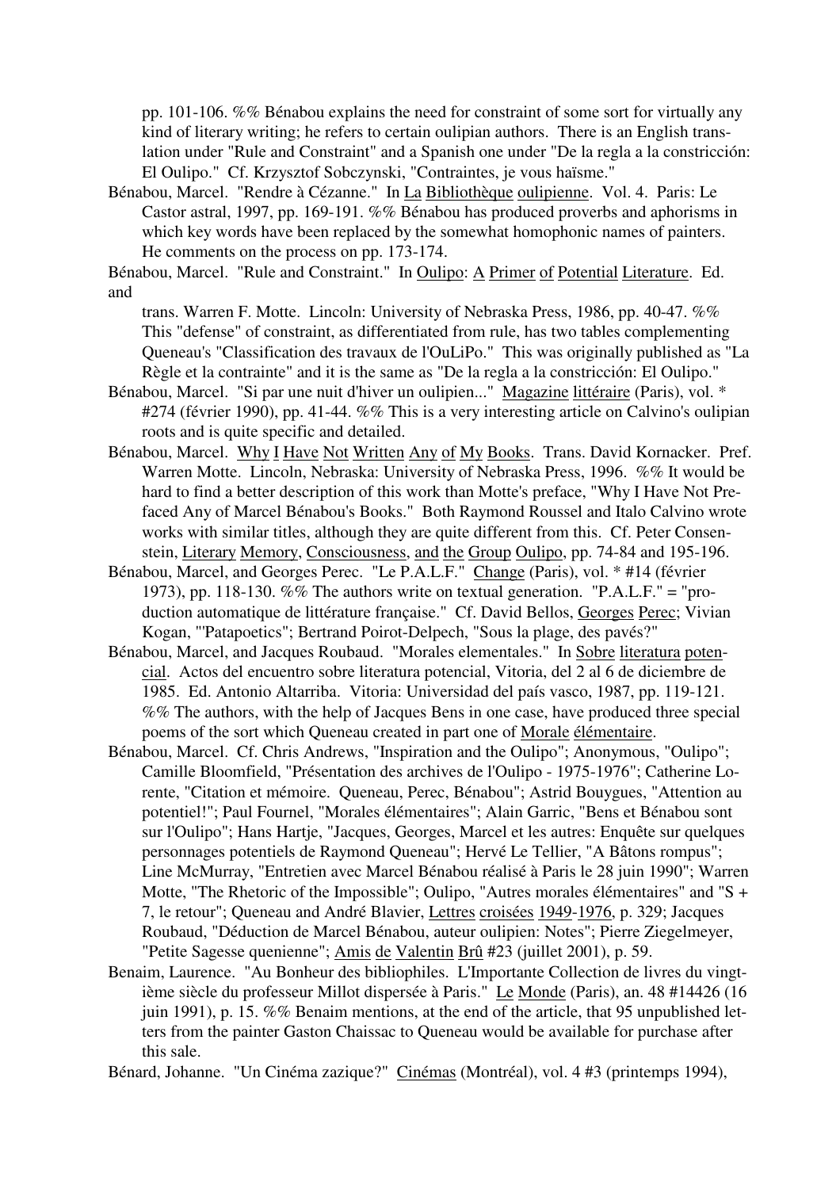pp. 101-106. %% Bénabou explains the need for constraint of some sort for virtually any kind of literary writing; he refers to certain oulipian authors. There is an English translation under "Rule and Constraint" and a Spanish one under "De la regla a la constricción: El Oulipo." Cf. Krzysztof Sobczynski, "Contraintes, je vous haïsme."

Bénabou, Marcel. "Rendre à Cézanne." In La Bibliothèque oulipienne. Vol. 4. Paris: Le Castor astral, 1997, pp. 169-191. %% Bénabou has produced proverbs and aphorisms in which key words have been replaced by the somewhat homophonic names of painters. He comments on the process on pp. 173-174.

Bénabou, Marcel. "Rule and Constraint." In Oulipo: A Primer of Potential Literature. Ed. and trans. Warren F. Motte. Lincoln: University of Nebraska Press, 1986, pp. 40-47. %% This "defense" of constraint, as differentiated from rule, has two tables complementing Queneau's "Classification des travaux de l'OuLiPo." This was originally published as "La Règle et la contrainte" and it is the same as "De la regla a la constricción: El Oulipo."

Bénabou, Marcel. "Si par une nuit d'hiver un oulipien..." Magazine littéraire (Paris), vol. * #274 (février 1990), pp. 41-44. %% This is a very interesting article on Calvino's oulipian roots and is quite specific and detailed.

Bénabou, Marcel. Why I Have Not Written Any of My Books. Trans. David Kornacker. Pref. Warren Motte. Lincoln, Nebraska: University of Nebraska Press, 1996. %% It would be hard to find a better description of this work than Motte's preface, "Why I Have Not Prefaced Any of Marcel Bénabou's Books." Both Raymond Roussel and Italo Calvino wrote works with similar titles, although they are quite different from this. Cf. Peter Consenstein, Literary Memory, Consciousness, and the Group Oulipo, pp. 74-84 and 195-196.

Bénabou, Marcel, and Georges Perec. "Le P.A.L.F." Change (Paris), vol. * #14 (février 1973), pp. 118-130. %% The authors write on textual generation. "P.A.L.F." = "production automatique de littérature française." Cf. David Bellos, Georges Perec; Vivian Kogan, "'Patapoetics"; Bertrand Poirot-Delpech, "Sous la plage, des pavés?"

Bénabou, Marcel, and Jacques Roubaud. "Morales elementales." In Sobre literatura potencial. Actos del encuentro sobre literatura potencial, Vitoria, del 2 al 6 de diciembre de 1985. Ed. Antonio Altarriba. Vitoria: Universidad del país vasco, 1987, pp. 119-121. %% The authors, with the help of Jacques Bens in one case, have produced three special poems of the sort which Queneau created in part one of Morale élémentaire.

Bénabou, Marcel. Cf. Chris Andrews, "Inspiration and the Oulipo"; Anonymous, "Oulipo"; Camille Bloomfield, "Présentation des archives de l'Oulipo - 1975-1976"; Catherine Lorente, "Citation et mémoire. Queneau, Perec, Bénabou"; Astrid Bouygues, "Attention au potentiel!"; Paul Fournel, "Morales élémentaires"; Alain Garric, "Bens et Bénabou sont sur l'Oulipo"; Hans Hartje, "Jacques, Georges, Marcel et les autres: Enquête sur quelques personnages potentiels de Raymond Queneau"; Hervé Le Tellier, "A Bâtons rompus"; Line McMurray, "Entretien avec Marcel Bénabou réalisé à Paris le 28 juin 1990"; Warren Motte, "The Rhetoric of the Impossible"; Oulipo, "Autres morales élémentaires" and "S + 7, le retour"; Queneau and André Blavier, Lettres croisées 1949-1976, p. 329; Jacques Roubaud, "Déduction de Marcel Bénabou, auteur oulipien: Notes"; Pierre Ziegelmeyer, "Petite Sagesse quenienne"; Amis de Valentin Brû #23 (juillet 2001), p. 59.

Benaim, Laurence. "Au Bonheur des bibliophiles. L'Importante Collection de livres du vingtième siècle du professeur Millot dispersée à Paris." Le Monde (Paris), an. 48 #14426 (16 juin 1991), p. 15. %% Benaim mentions, at the end of the article, that 95 unpublished letters from the painter Gaston Chaissac to Queneau would be available for purchase after this sale.

Bénard, Johanne. "Un Cinéma zazique?" Cinémas (Montréal), vol. 4 #3 (printemps 1994),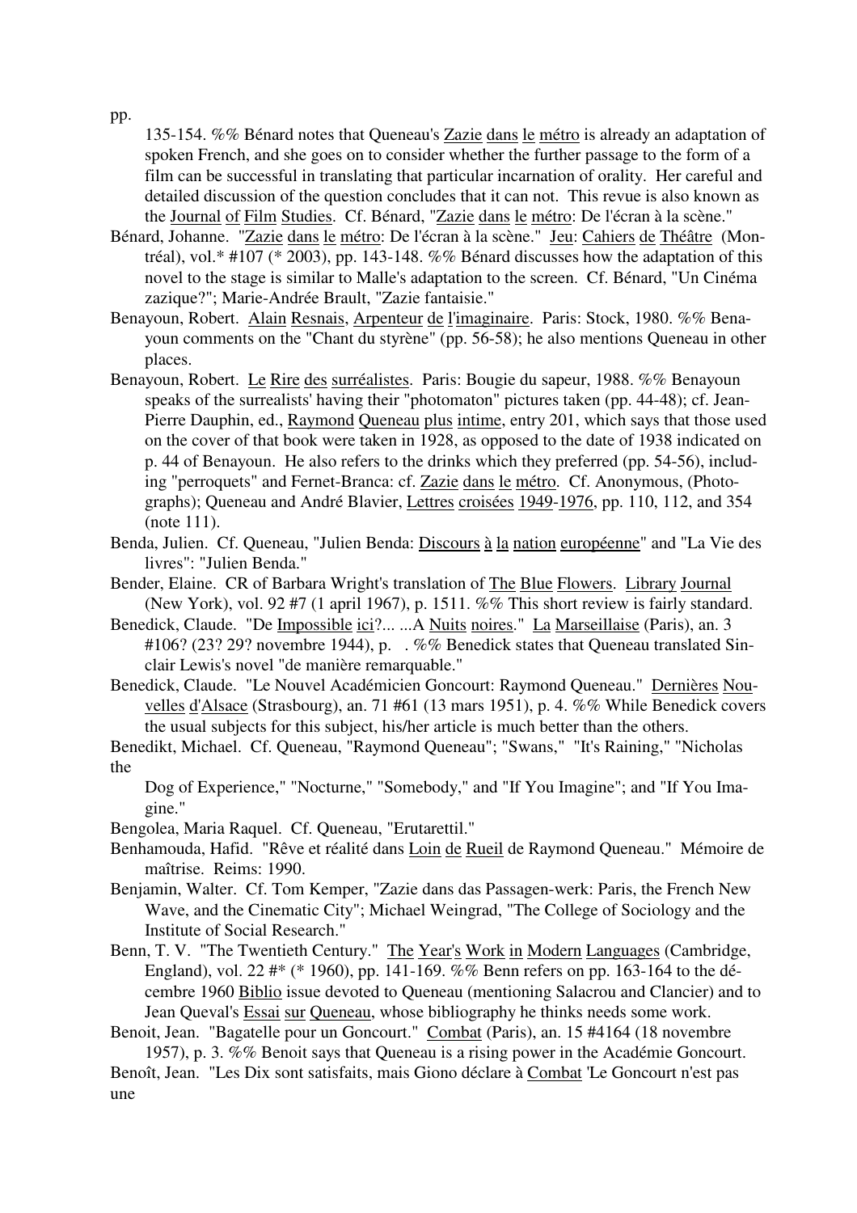pp.
135-154. %% Bénard notes that Queneau's Zazie dans le métro is already an adaptation of spoken French, and she goes on to consider whether the further passage to the form of a film can be successful in translating that particular incarnation of orality. Her careful and detailed discussion of the question concludes that it can not. This revue is also known as the Journal of Film Studies. Cf. Bénard, "Zazie dans le métro: De l'écran à la scène."

Bénard, Johanne. "Zazie dans le métro: De l'écran à la scène." Jeu: Cahiers de Théâtre (Montréal), vol.* #107 (* 2003), pp. 143-148. %% Bénard discusses how the adaptation of this novel to the stage is similar to Malle's adaptation to the screen. Cf. Bénard, "Un Cinéma zazique?"; Marie-Andrée Brault, "Zazie fantaisie."

Benayoun, Robert. Alain Resnais, Arpenteur de l'imaginaire. Paris: Stock, 1980. %% Benayoun comments on the "Chant du styrène" (pp. 56-58); he also mentions Queneau in other places.

Benayoun, Robert. Le Rire des surréalistes. Paris: Bougie du sapeur, 1988. %% Benayoun speaks of the surrealists' having their "photomaton" pictures taken (pp. 44-48); cf. Jean-Pierre Dauphin, ed., Raymond Queneau plus intime, entry 201, which says that those used on the cover of that book were taken in 1928, as opposed to the date of 1938 indicated on p. 44 of Benayoun. He also refers to the drinks which they preferred (pp. 54-56), including "perroquets" and Fernet-Branca: cf. Zazie dans le métro. Cf. Anonymous, (Photographs); Queneau and André Blavier, Lettres croisées 1949-1976, pp. 110, 112, and 354 (note 111).

Benda, Julien. Cf. Queneau, "Julien Benda: Discours à la nation européenne" and "La Vie des livres": "Julien Benda."

Bender, Elaine. CR of Barbara Wright's translation of The Blue Flowers. Library Journal (New York), vol. 92 #7 (1 april 1967), p. 1511. %% This short review is fairly standard.

Benedick, Claude. "De Impossible ici?... ...A Nuits noires." La Marseillaise (Paris), an. 3 #106? (23? 29? novembre 1944), p. . %% Benedick states that Queneau translated Sinclair Lewis's novel "de manière remarquable."

Benedick, Claude. "Le Nouvel Académicien Goncourt: Raymond Queneau." Dernières Nouvelles d'Alsace (Strasbourg), an. 71 #61 (13 mars 1951), p. 4. %% While Benedick covers the usual subjects for this subject, his/her article is much better than the others.

Benedikt, Michael. Cf. Queneau, "Raymond Queneau"; "Swans," "It's Raining," "Nicholas the
Dog of Experience," "Nocturne," "Somebody," and "If You Imagine"; and "If You Imagine."

Bengolea, Maria Raquel. Cf. Queneau, "Erutarettil."

Benhamouda, Hafid. "Rêve et réalité dans Loin de Rueil de Raymond Queneau." Mémoire de maîtrise. Reims: 1990.

Benjamin, Walter. Cf. Tom Kemper, "Zazie dans das Passagen-werk: Paris, the French New Wave, and the Cinematic City"; Michael Weingrad, "The College of Sociology and the Institute of Social Research."

Benn, T. V. "The Twentieth Century." The Year's Work in Modern Languages (Cambridge, England), vol. 22 #* (* 1960), pp. 141-169. %% Benn refers on pp. 163-164 to the décembre 1960 Biblio issue devoted to Queneau (mentioning Salacrou and Clancier) and to Jean Queval's Essai sur Queneau, whose bibliography he thinks needs some work.

Benoit, Jean. "Bagatelle pour un Goncourt." Combat (Paris), an. 15 #4164 (18 novembre 1957), p. 3. %% Benoit says that Queneau is a rising power in the Académie Goncourt.

Benoît, Jean. "Les Dix sont satisfaits, mais Giono déclare à Combat 'Le Goncourt n'est pas une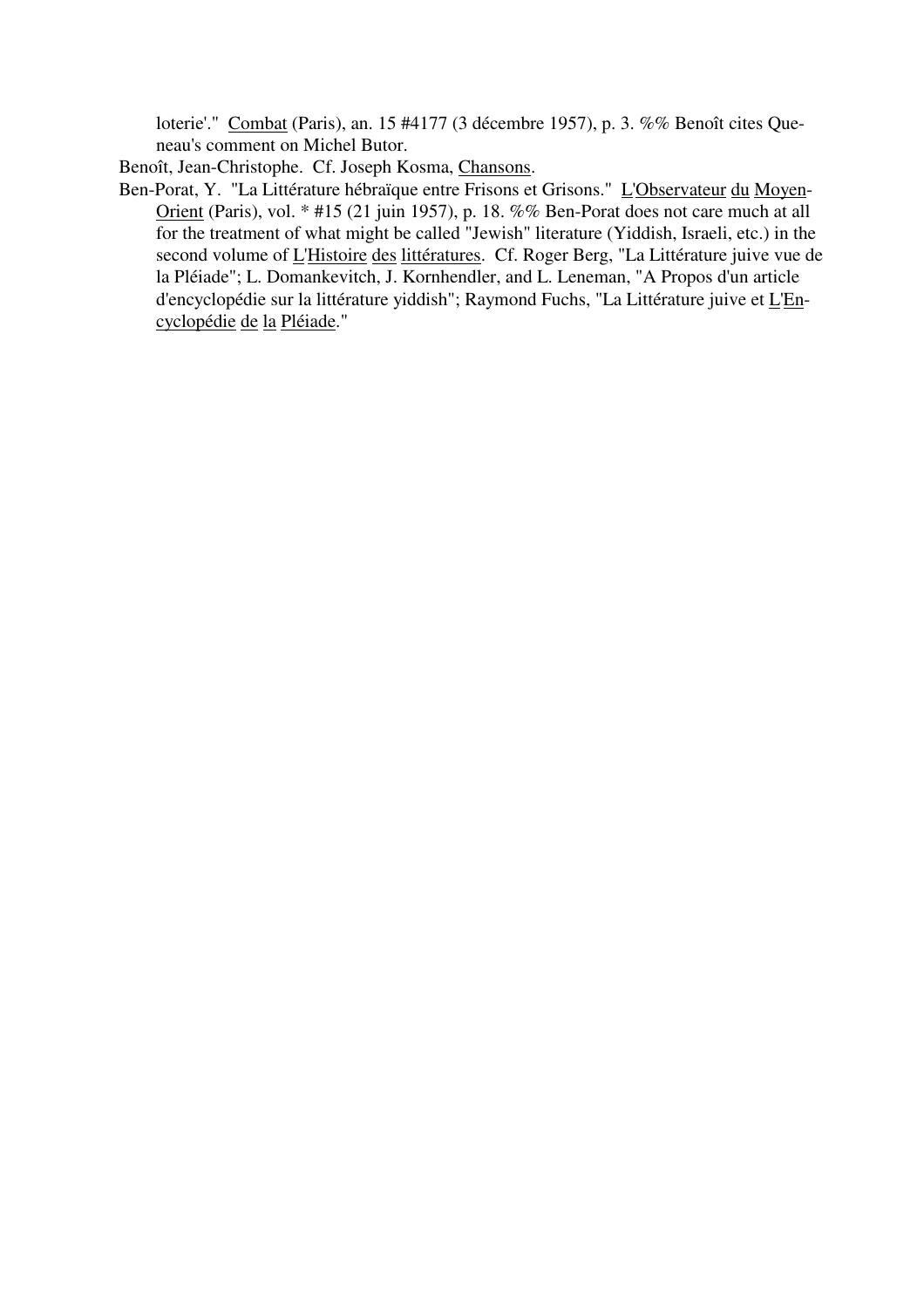loterie'." Combat (Paris), an. 15 #4177 (3 décembre 1957), p. 3. %% Benoît cites Queneau's comment on Michel Butor.

Benoît, Jean-Christophe. Cf. Joseph Kosma, Chansons.

Ben-Porat, Y. "La Littérature hébraïque entre Frisons et Grisons." L'Observateur du Moyen-Orient (Paris), vol. * #15 (21 juin 1957), p. 18. %% Ben-Porat does not care much at all for the treatment of what might be called "Jewish" literature (Yiddish, Israeli, etc.) in the second volume of L'Histoire des littératures. Cf. Roger Berg, "La Littérature juive vue de la Pléiade"; L. Domankevitch, J. Kornhendler, and L. Leneman, "A Propos d'un article d'encyclopédie sur la littérature yiddish"; Raymond Fuchs, "La Littérature juive et L'Encyclopédie de la Pléiade."